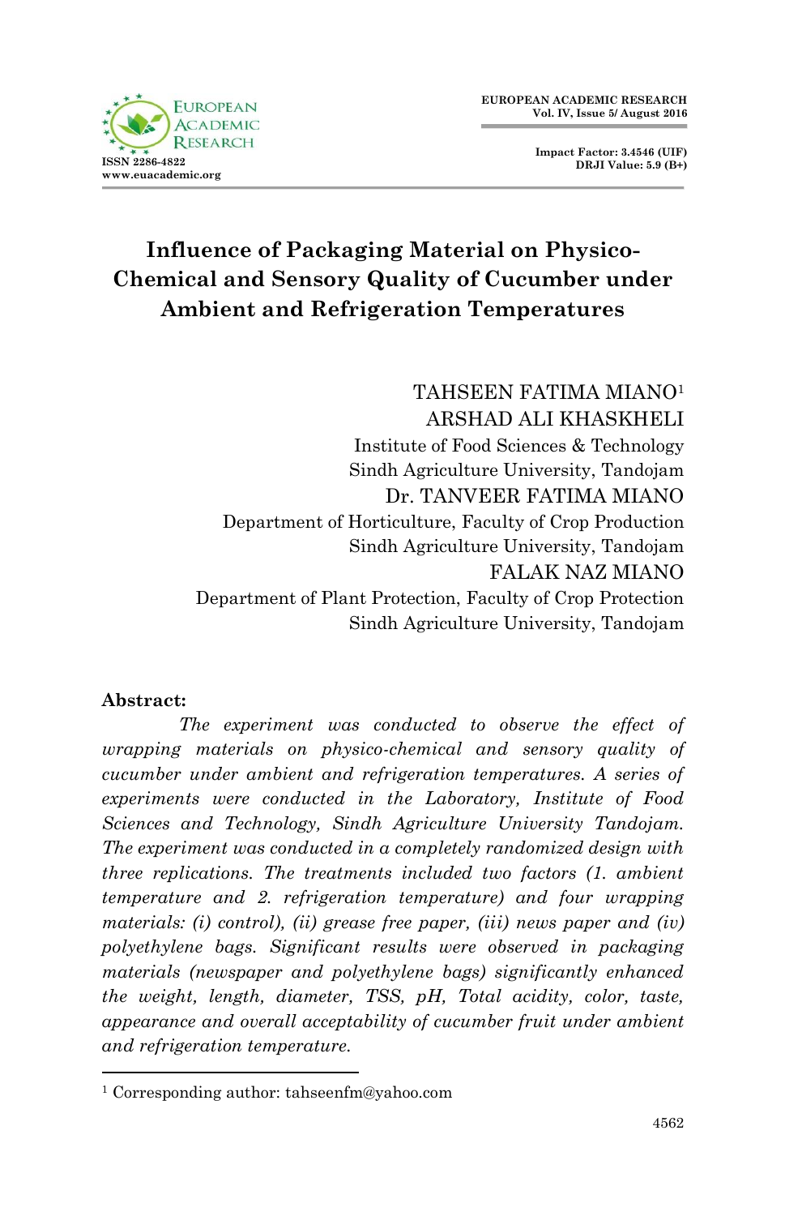# Influence of Packaging Material on Physico-Chemical and Sensory Quality of Cucumber under Ambient and Refrigeration Temperatures

TAHSEEN FATIMA MIANO[1]
ARSHAD ALI KHASKHELI
Institute of Food Sciences & Technology
Sindh Agriculture University, Tandojam
Dr. TANVEER FATIMA MIANO
Department of Horticulture, Faculty of Crop Production
Sindh Agriculture University, Tandojam
FALAK NAZ MIANO
Department of Plant Protection, Faculty of Crop Protection
Sindh Agriculture University, Tandojam

**Abstract:**

*The experiment was conducted to observe the effect of wrapping materials on physico-chemical and sensory quality of cucumber under ambient and refrigeration temperatures. A series of experiments were conducted in the Laboratory, Institute of Food Sciences and Technology, Sindh Agriculture University Tandojam. The experiment was conducted in a completely randomized design with three replications. The treatments included two factors (1. ambient temperature and 2. refrigeration temperature) and four wrapping materials: (i) control), (ii) grease free paper, (iii) news paper and (iv) polyethylene bags. Significant results were observed in packaging materials (newspaper and polyethylene bags) significantly enhanced the weight, length, diameter, TSS, pH, Total acidity, color, taste, appearance and overall acceptability of cucumber fruit under ambient and refrigeration temperature.*

[1] Corresponding author: tahseenfm@yahoo.com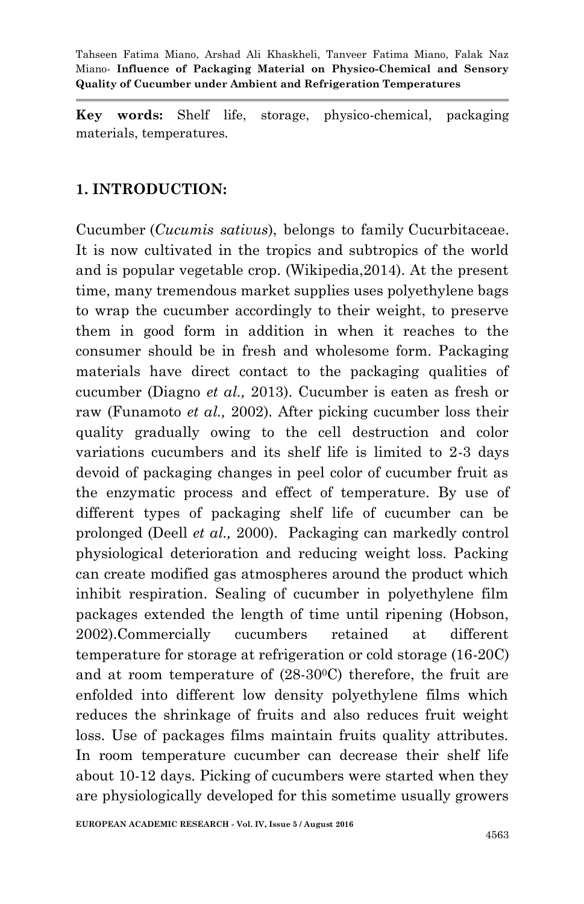**Key words:** Shelf life, storage, physico-chemical, packaging materials, temperatures.

## 1. INTRODUCTION:

Cucumber (*Cucumis sativus*), belongs to family Cucurbitaceae. It is now cultivated in the tropics and subtropics of the world and is popular vegetable crop. (Wikipedia,2014). At the present time, many tremendous market supplies uses polyethylene bags to wrap the cucumber accordingly to their weight, to preserve them in good form in addition in when it reaches to the consumer should be in fresh and wholesome form. Packaging materials have direct contact to the packaging qualities of cucumber (Diagno *et al.,* 2013). Cucumber is eaten as fresh or raw (Funamoto *et al.,* 2002). After picking cucumber loss their quality gradually owing to the cell destruction and color variations cucumbers and its shelf life is limited to 2-3 days devoid of packaging changes in peel color of cucumber fruit as the enzymatic process and effect of temperature. By use of different types of packaging shelf life of cucumber can be prolonged (Deell *et al.,* 2000). Packaging can markedly control physiological deterioration and reducing weight loss. Packing can create modified gas atmospheres around the product which inhibit respiration. Sealing of cucumber in polyethylene film packages extended the length of time until ripening (Hobson, 2002).Commercially cucumbers retained at different temperature for storage at refrigeration or cold storage (16-20C) and at room temperature of (28-30$^{0}$C) therefore, the fruit are enfolded into different low density polyethylene films which reduces the shrinkage of fruits and also reduces fruit weight loss. Use of packages films maintain fruits quality attributes. In room temperature cucumber can decrease their shelf life about 10-12 days. Picking of cucumbers were started when they are physiologically developed for this sometime usually growers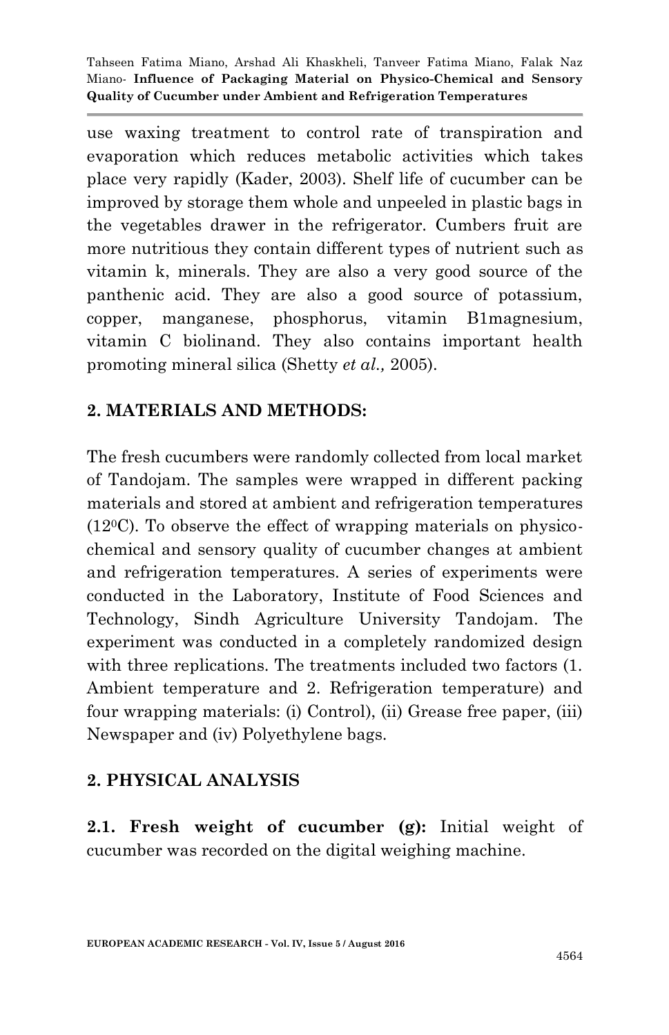use waxing treatment to control rate of transpiration and evaporation which reduces metabolic activities which takes place very rapidly (Kader, 2003). Shelf life of cucumber can be improved by storage them whole and unpeeled in plastic bags in the vegetables drawer in the refrigerator. Cumbers fruit are more nutritious they contain different types of nutrient such as vitamin k, minerals. They are also a very good source of the panthenic acid. They are also a good source of potassium, copper, manganese, phosphorus, vitamin B1magnesium, vitamin C biolinand. They also contains important health promoting mineral silica (Shetty *et al.,* 2005).

## 2. MATERIALS AND METHODS:

The fresh cucumbers were randomly collected from local market of Tandojam. The samples were wrapped in different packing materials and stored at ambient and refrigeration temperatures ($12^0$C). To observe the effect of wrapping materials on physico-chemical and sensory quality of cucumber changes at ambient and refrigeration temperatures. A series of experiments were conducted in the Laboratory, Institute of Food Sciences and Technology, Sindh Agriculture University Tandojam. The experiment was conducted in a completely randomized design with three replications. The treatments included two factors (1. Ambient temperature and 2. Refrigeration temperature) and four wrapping materials: (i) Control), (ii) Grease free paper, (iii) Newspaper and (iv) Polyethylene bags.

## 2. PHYSICAL ANALYSIS

**2.1. Fresh weight of cucumber (g):** Initial weight of cucumber was recorded on the digital weighing machine.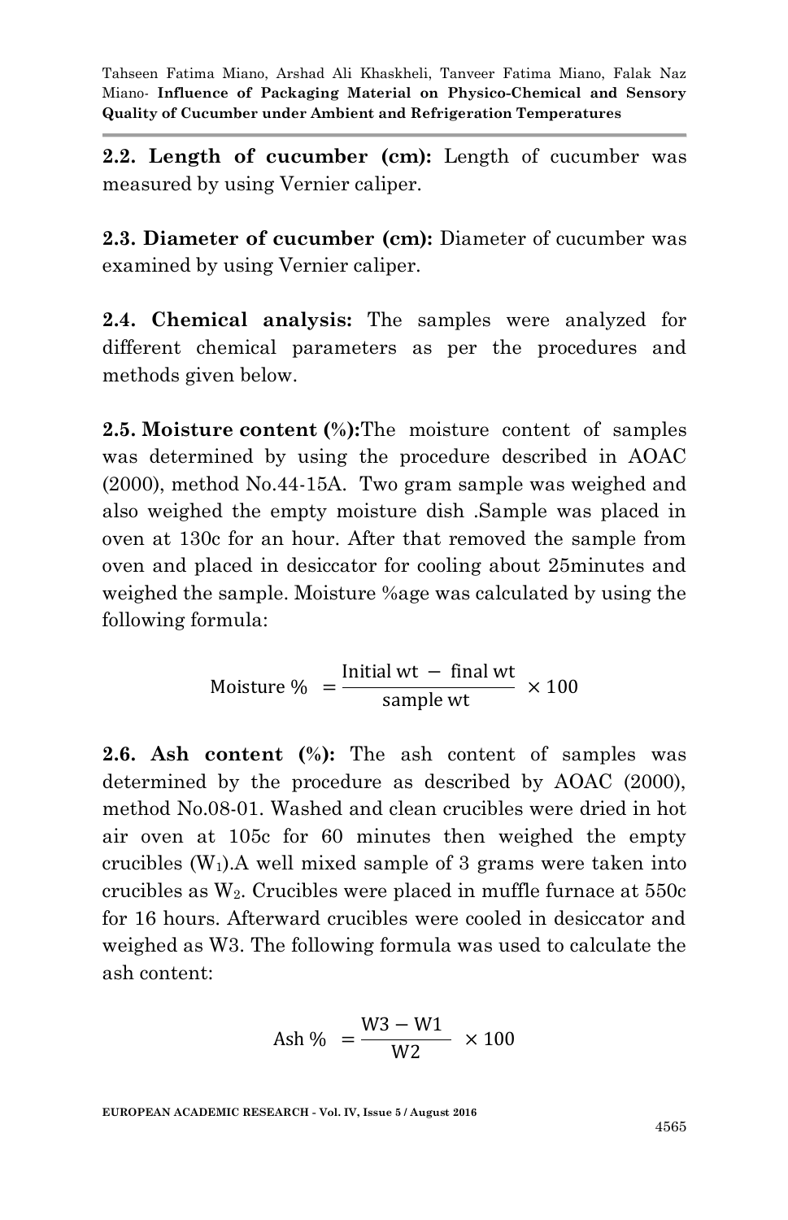**2.2. Length of cucumber (cm):** Length of cucumber was measured by using Vernier caliper.

**2.3. Diameter of cucumber (cm):** Diameter of cucumber was examined by using Vernier caliper.

**2.4. Chemical analysis:** The samples were analyzed for different chemical parameters as per the procedures and methods given below.

**2.5. Moisture content (%):**The moisture content of samples was determined by using the procedure described in AOAC (2000), method No.44-15A. Two gram sample was weighed and also weighed the empty moisture dish .Sample was placed in oven at 130c for an hour. After that removed the sample from oven and placed in desiccator for cooling about 25minutes and weighed the sample. Moisture %age was calculated by using the following formula:

$$\text{Moisture \%} = \frac{\text{Initial wt} - \text{final wt}}{\text{sample wt}} \times 100$$

**2.6. Ash content (%):** The ash content of samples was determined by the procedure as described by AOAC (2000), method No.08-01. Washed and clean crucibles were dried in hot air oven at 105c for 60 minutes then weighed the empty crucibles ($W_1$).A well mixed sample of 3 grams were taken into crucibles as $W_2$. Crucibles were placed in muffle furnace at 550c for 16 hours. Afterward crucibles were cooled in desiccator and weighed as W3. The following formula was used to calculate the ash content:

$$\text{Ash \%} = \frac{\text{W3} - \text{W1}}{\text{W2}} \times 100$$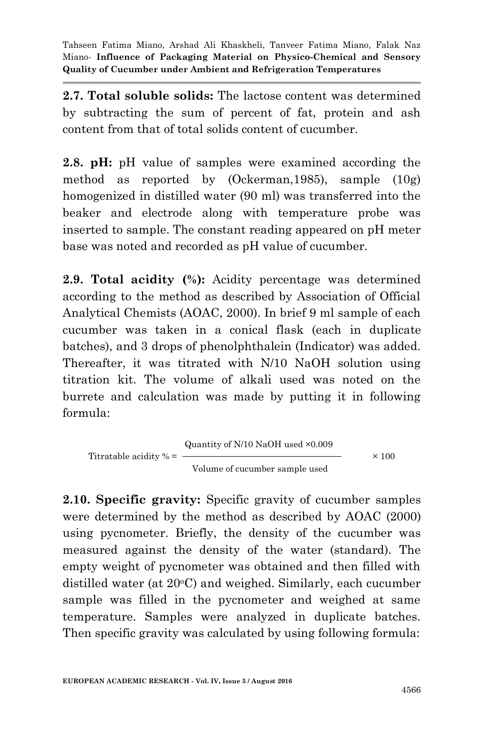**2.7. Total soluble solids:** The lactose content was determined by subtracting the sum of percent of fat, protein and ash content from that of total solids content of cucumber.

**2.8. pH:** pH value of samples were examined according the method as reported by (Ockerman,1985), sample (10g) homogenized in distilled water (90 ml) was transferred into the beaker and electrode along with temperature probe was inserted to sample. The constant reading appeared on pH meter base was noted and recorded as pH value of cucumber.

**2.9. Total acidity (%):** Acidity percentage was determined according to the method as described by Association of Official Analytical Chemists (AOAC, 2000). In brief 9 ml sample of each cucumber was taken in a conical flask (each in duplicate batches), and 3 drops of phenolphthalein (Indicator) was added. Thereafter, it was titrated with N/10 NaOH solution using titration kit. The volume of alkali used was noted on the burrete and calculation was made by putting it in following formula:

$$\text{Titratable acidity \%} = \frac{\text{Quantity of N/10 NaOH used} \times 0.009}{\text{Volume of cucumber sample used}} \times 100$$

**2.10. Specific gravity:** Specific gravity of cucumber samples were determined by the method as described by AOAC (2000) using pycnometer. Briefly, the density of the cucumber was measured against the density of the water (standard). The empty weight of pycnometer was obtained and then filled with distilled water (at 20°C) and weighed. Similarly, each cucumber sample was filled in the pycnometer and weighed at same temperature. Samples were analyzed in duplicate batches. Then specific gravity was calculated by using following formula: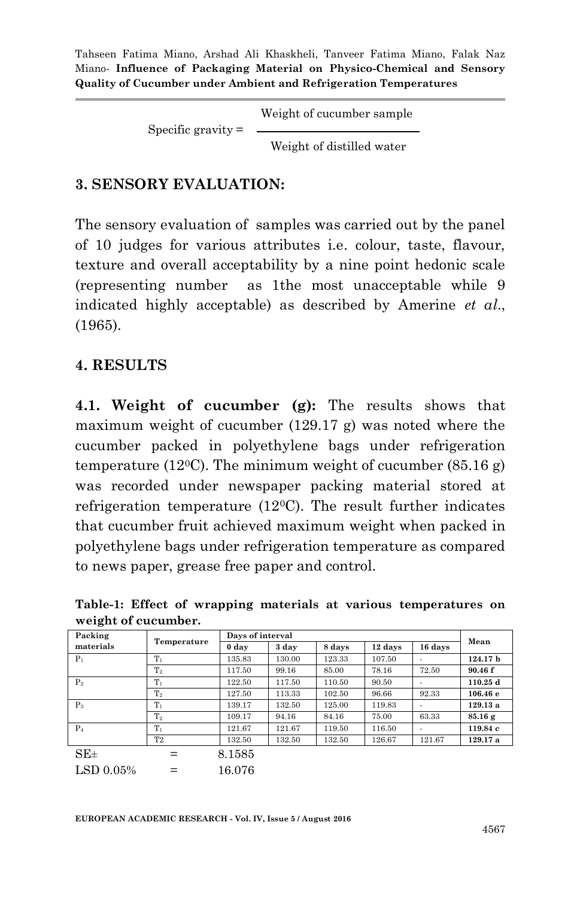$$\text{Specific gravity} = \frac{\text{Weight of cucumber sample}}{\text{Weight of distilled water}}$$

## 3. SENSORY EVALUATION:

The sensory evaluation of samples was carried out by the panel of 10 judges for various attributes i.e. colour, taste, flavour, texture and overall acceptability by a nine point hedonic scale (representing number as 1the most unacceptable while 9 indicated highly acceptable) as described by Amerine *et al*., (1965).

## 4. RESULTS

**4.1. Weight of cucumber (g):** The results shows that maximum weight of cucumber (129.17 g) was noted where the cucumber packed in polyethylene bags under refrigeration temperature (12$^0$C). The minimum weight of cucumber (85.16 g) was recorded under newspaper packing material stored at refrigeration temperature (12$^0$C). The result further indicates that cucumber fruit achieved maximum weight when packed in polyethylene bags under refrigeration temperature as compared to news paper, grease free paper and control.

**Table-1: Effect of wrapping materials at various temperatures on weight of cucumber.**

| Packing materials | Temperature | Days of interval | | | | | Mean |
|---|---|---|---|---|---|---|---|
| | | 0 day | 3 day | 8 days | 12 days | 16 days | |
| $P_1$ | $T_1$ | 135.83 | 130.00 | 123.33 | 107.50 | - | **124.17 b** |
| | $T_2$ | 117.50 | 99.16 | 85.00 | 78.16 | 72.50 | **90.46 f** |
| $P_2$ | $T_1$ | 122.50 | 117.50 | 110.50 | 90.50 | - | **110.25 d** |
| | $T_2$ | 127.50 | 113.33 | 102.50 | 96.66 | 92.33 | **106.46 e** |
| $P_3$ | $T_1$ | 139.17 | 132.50 | 125.00 | 119.83 | - | **129.13 a** |
| | $T_2$ | 109.17 | 94.16 | 84.16 | 75.00 | 63.33 | **85.16 g** |
| $P_4$ | $T_1$ | 121.67 | 121.67 | 119.50 | 116.50 | - | **119.84 c** |
| | T2 | 132.50 | 132.50 | 132.50 | 126.67 | 121.67 | **129.17 a** |

SE± = 8.1585

LSD 0.05% = 16.076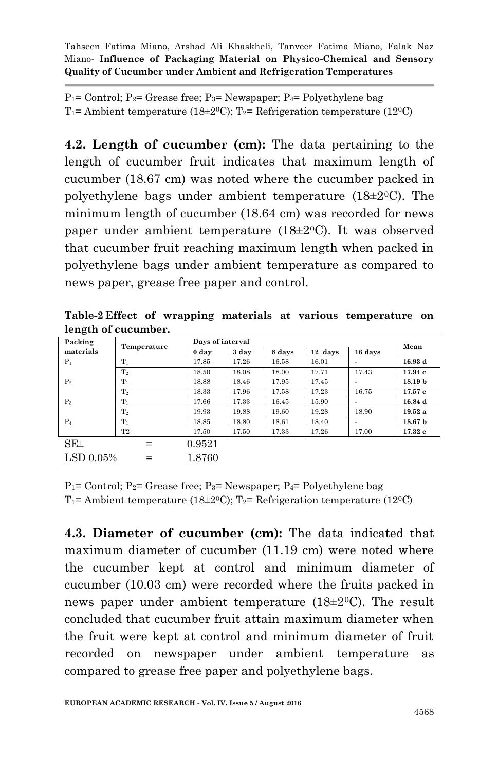$P_1$= Control; $P_2$= Grease free; $P_3$= Newspaper; $P_4$= Polyethylene bag
$T_1$= Ambient temperature (18±2$^0$C); $T_2$= Refrigeration temperature (12$^0$C)

**4.2. Length of cucumber (cm):** The data pertaining to the length of cucumber fruit indicates that maximum length of cucumber (18.67 cm) was noted where the cucumber packed in polyethylene bags under ambient temperature (18±2$^0$C). The minimum length of cucumber (18.64 cm) was recorded for news paper under ambient temperature (18±2$^0$C). It was observed that cucumber fruit reaching maximum length when packed in polyethylene bags under ambient temperature as compared to news paper, grease free paper and control.

**Table-2 Effect of wrapping materials at various temperature on length of cucumber.**

| Packing materials | Temperature | Days of interval | | | | | Mean |
|---|---|---|---|---|---|---|---|
| | | 0 day | 3 day | 8 days | 12 days | 16 days | |
| $P_1$ | $T_1$ | 17.85 | 17.26 | 16.58 | 16.01 | - | **16.93 d** |
| | $T_2$ | 18.50 | 18.08 | 18.00 | 17.71 | 17.43 | **17.94 c** |
| $P_2$ | $T_1$ | 18.88 | 18.46 | 17.95 | 17.45 | - | **18.19 b** |
| | $T_2$ | 18.33 | 17.96 | 17.58 | 17.23 | 16.75 | **17.57 c** |
| $P_3$ | $T_1$ | 17.66 | 17.33 | 16.45 | 15.90 | - | **16.84 d** |
| | $T_2$ | 19.93 | 19.88 | 19.60 | 19.28 | 18.90 | **19.52 a** |
| $P_4$ | $T_1$ | 18.85 | 18.80 | 18.61 | 18.40 | - | **18.67 b** |
| | T2 | 17.50 | 17.50 | 17.33 | 17.26 | 17.00 | **17.32 c** |

SE± = 0.9521
LSD 0.05% = 1.8760

$P_1$= Control; $P_2$= Grease free; $P_3$= Newspaper; $P_4$= Polyethylene bag
$T_1$= Ambient temperature (18±2$^0$C); $T_2$= Refrigeration temperature (12$^0$C)

**4.3. Diameter of cucumber (cm):** The data indicated that maximum diameter of cucumber (11.19 cm) were noted where the cucumber kept at control and minimum diameter of cucumber (10.03 cm) were recorded where the fruits packed in news paper under ambient temperature (18±2$^0$C). The result concluded that cucumber fruit attain maximum diameter when the fruit were kept at control and minimum diameter of fruit recorded on newspaper under ambient temperature as compared to grease free paper and polyethylene bags.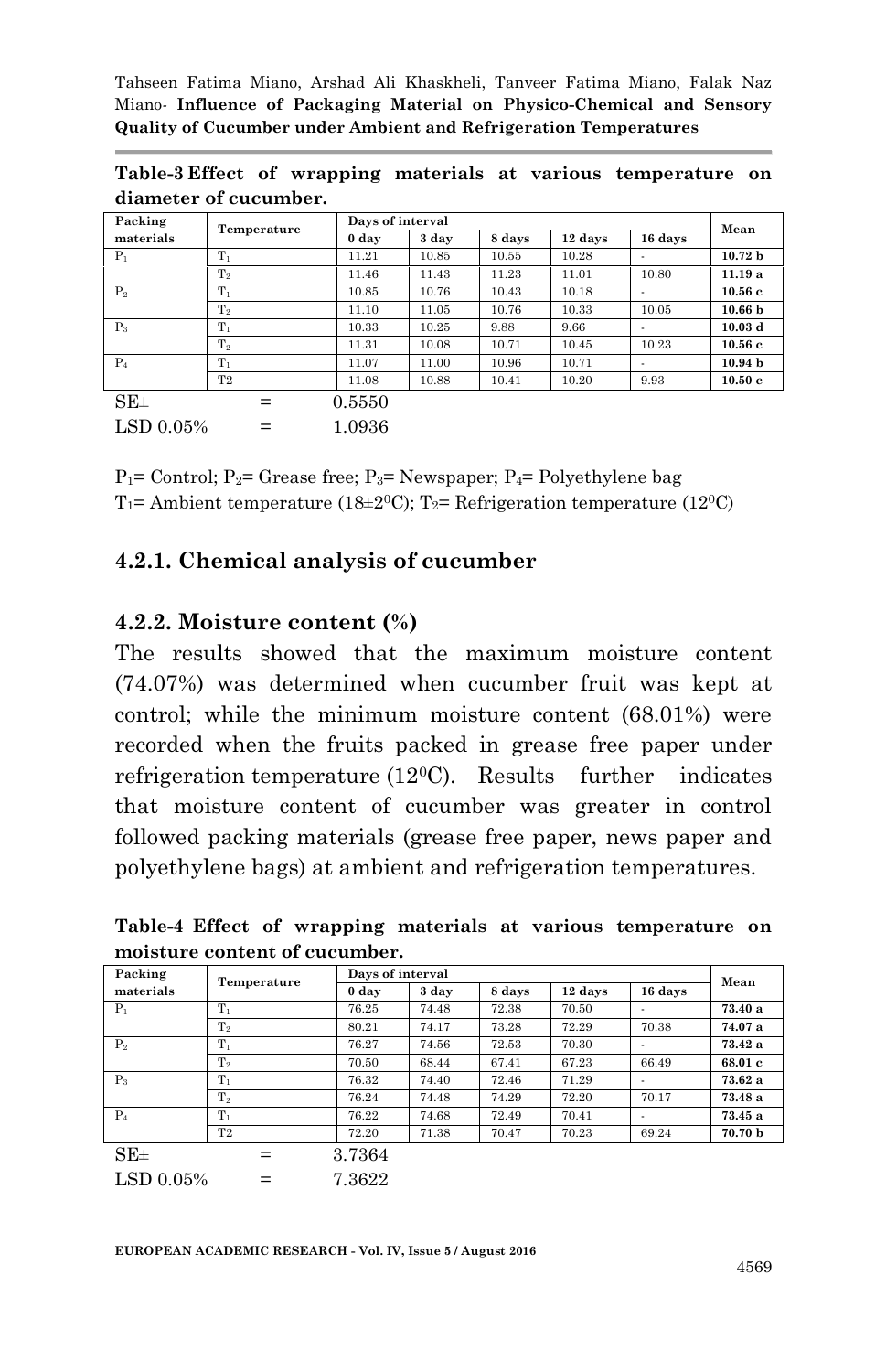**Table-3 Effect of wrapping materials at various temperature on diameter of cucumber.**

| Packing materials | Temperature | Days of interval | | | | | Mean |
|---|---|---|---|---|---|---|---|
| | | 0 day | 3 day | 8 days | 12 days | 16 days | |
| $P_1$ | $T_1$ | 11.21 | 10.85 | 10.55 | 10.28 | - | **10.72 b** |
| | $T_2$ | 11.46 | 11.43 | 11.23 | 11.01 | 10.80 | **11.19 a** |
| $P_2$ | $T_1$ | 10.85 | 10.76 | 10.43 | 10.18 | - | **10.56 c** |
| | $T_2$ | 11.10 | 11.05 | 10.76 | 10.33 | 10.05 | **10.66 b** |
| $P_3$ | $T_1$ | 10.33 | 10.25 | 9.88 | 9.66 | - | **10.03 d** |
| | $T_2$ | 11.31 | 10.08 | 10.71 | 10.45 | 10.23 | **10.56 c** |
| $P_4$ | $T_1$ | 11.07 | 11.00 | 10.96 | 10.71 | - | **10.94 b** |
| | T2 | 11.08 | 10.88 | 10.41 | 10.20 | 9.93 | **10.50 c** |

SE± = 0.5550

LSD 0.05% = 1.0936

$P_1$= Control; $P_2$= Grease free; $P_3$= Newspaper; $P_4$= Polyethylene bag

$T_1$= Ambient temperature (18±2$^0$C); $T_2$= Refrigeration temperature (12$^0$C)

### 4.2.1. Chemical analysis of cucumber

### 4.2.2. Moisture content (%)

The results showed that the maximum moisture content (74.07%) was determined when cucumber fruit was kept at control; while the minimum moisture content (68.01%) were recorded when the fruits packed in grease free paper under refrigeration temperature (12$^0$C). Results further indicates that moisture content of cucumber was greater in control followed packing materials (grease free paper, news paper and polyethylene bags) at ambient and refrigeration temperatures.

**Table-4 Effect of wrapping materials at various temperature on moisture content of cucumber.**

| Packing materials | Temperature | Days of interval | | | | | Mean |
|---|---|---|---|---|---|---|---|
| | | 0 day | 3 day | 8 days | 12 days | 16 days | |
| $P_1$ | $T_1$ | 76.25 | 74.48 | 72.38 | 70.50 | - | **73.40 a** |
| | $T_2$ | 80.21 | 74.17 | 73.28 | 72.29 | 70.38 | **74.07 a** |
| $P_2$ | $T_1$ | 76.27 | 74.56 | 72.53 | 70.30 | - | **73.42 a** |
| | $T_2$ | 70.50 | 68.44 | 67.41 | 67.23 | 66.49 | **68.01 c** |
| $P_3$ | $T_1$ | 76.32 | 74.40 | 72.46 | 71.29 | - | **73.62 a** |
| | $T_2$ | 76.24 | 74.48 | 74.29 | 72.20 | 70.17 | **73.48 a** |
| $P_4$ | $T_1$ | 76.22 | 74.68 | 72.49 | 70.41 | - | **73.45 a** |
| | T2 | 72.20 | 71.38 | 70.47 | 70.23 | 69.24 | **70.70 b** |

SE± = 3.7364

LSD 0.05% = 7.3622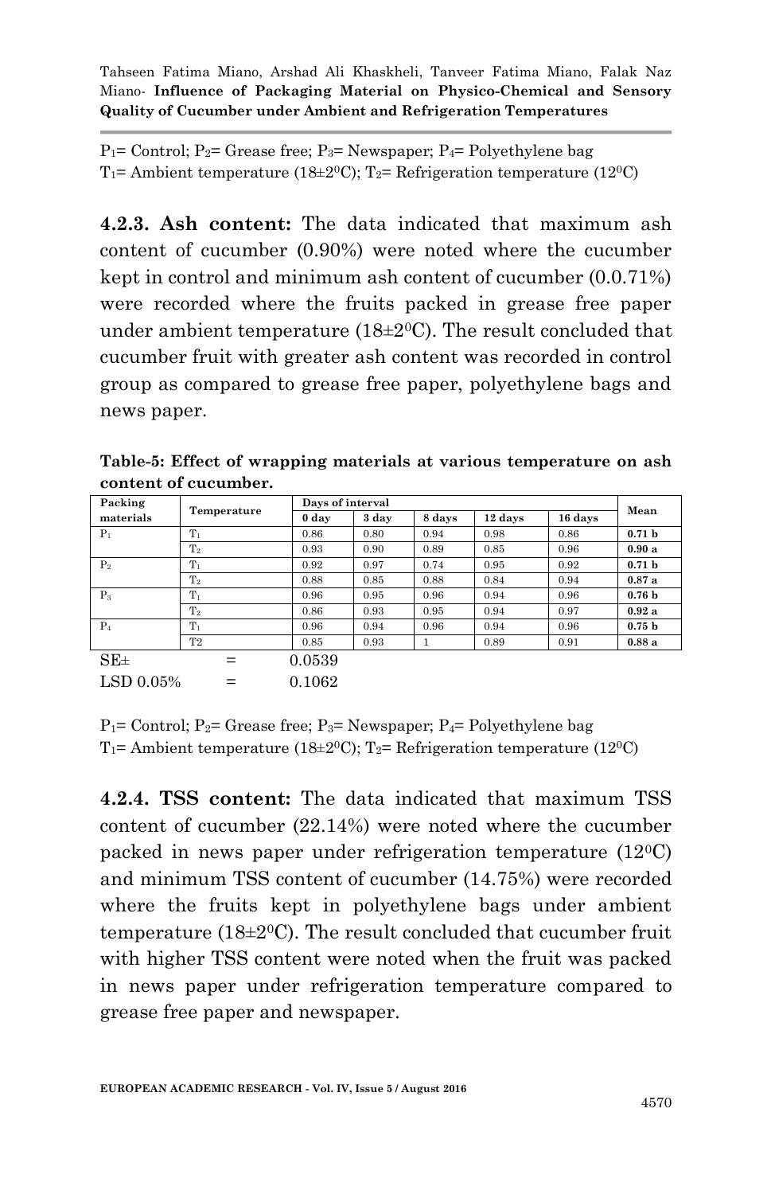$P_1$= Control; $P_2$= Grease free; $P_3$= Newspaper; $P_4$= Polyethylene bag
$T_1$= Ambient temperature (18±2$^0$C); $T_2$= Refrigeration temperature (12$^0$C)

**4.2.3. Ash content:** The data indicated that maximum ash content of cucumber (0.90%) were noted where the cucumber kept in control and minimum ash content of cucumber (0.0.71%) were recorded where the fruits packed in grease free paper under ambient temperature (18±2$^0$C). The result concluded that cucumber fruit with greater ash content was recorded in control group as compared to grease free paper, polyethylene bags and news paper.

**Table-5: Effect of wrapping materials at various temperature on ash content of cucumber.**

| Packing materials | Temperature | Days of interval | | | | | Mean |
|---|---|---|---|---|---|---|---|
| | | 0 day | 3 day | 8 days | 12 days | 16 days | |
| $P_1$ | $T_1$ | 0.86 | 0.80 | 0.94 | 0.98 | 0.86 | **0.71 b** |
| | $T_2$ | 0.93 | 0.90 | 0.89 | 0.85 | 0.96 | **0.90 a** |
| $P_2$ | $T_1$ | 0.92 | 0.97 | 0.74 | 0.95 | 0.92 | **0.71 b** |
| | $T_2$ | 0.88 | 0.85 | 0.88 | 0.84 | 0.94 | **0.87 a** |
| $P_3$ | $T_1$ | 0.96 | 0.95 | 0.96 | 0.94 | 0.96 | **0.76 b** |
| | $T_2$ | 0.86 | 0.93 | 0.95 | 0.94 | 0.97 | **0.92 a** |
| $P_4$ | $T_1$ | 0.96 | 0.94 | 0.96 | 0.94 | 0.96 | **0.75 b** |
| | T2 | 0.85 | 0.93 | 1 | 0.89 | 0.91 | **0.88 a** |

SE± = 0.0539
LSD 0.05% = 0.1062

$P_1$= Control; $P_2$= Grease free; $P_3$= Newspaper; $P_4$= Polyethylene bag
$T_1$= Ambient temperature (18±2$^0$C); $T_2$= Refrigeration temperature (12$^0$C)

**4.2.4. TSS content:** The data indicated that maximum TSS content of cucumber (22.14%) were noted where the cucumber packed in news paper under refrigeration temperature (12$^0$C) and minimum TSS content of cucumber (14.75%) were recorded where the fruits kept in polyethylene bags under ambient temperature (18±2$^0$C). The result concluded that cucumber fruit with higher TSS content were noted when the fruit was packed in news paper under refrigeration temperature compared to grease free paper and newspaper.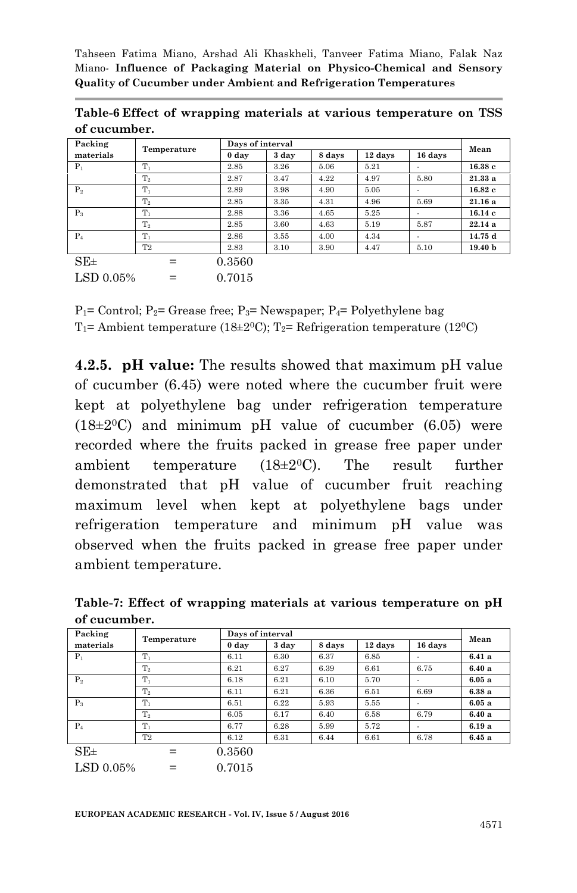**Table-6 Effect of wrapping materials at various temperature on TSS of cucumber.**

| Packing materials | Temperature | Days of interval | | | | | Mean |
|---|---|---|---|---|---|---|---|
| | | 0 day | 3 day | 8 days | 12 days | 16 days | |
| $P_1$ | $T_1$ | 2.85 | 3.26 | 5.06 | 5.21 | - | **16.38 c** |
| | $T_2$ | 2.87 | 3.47 | 4.22 | 4.97 | 5.80 | **21.33 a** |
| $P_2$ | $T_1$ | 2.89 | 3.98 | 4.90 | 5.05 | - | **16.82 c** |
| | $T_2$ | 2.85 | 3.35 | 4.31 | 4.96 | 5.69 | **21.16 a** |
| $P_3$ | $T_1$ | 2.88 | 3.36 | 4.65 | 5.25 | - | **16.14 c** |
| | $T_2$ | 2.85 | 3.60 | 4.63 | 5.19 | 5.87 | **22.14 a** |
| $P_4$ | $T_1$ | 2.86 | 3.55 | 4.00 | 4.34 | - | **14.75 d** |
| | T2 | 2.83 | 3.10 | 3.90 | 4.47 | 5.10 | **19.40 b** |

SE± = 0.3560

LSD 0.05% = 0.7015

$P_1$= Control; $P_2$= Grease free; $P_3$= Newspaper; $P_4$= Polyethylene bag

$T_1$= Ambient temperature (18±2$^0$C); $T_2$= Refrigeration temperature (12$^0$C)

**4.2.5. pH value:** The results showed that maximum pH value of cucumber (6.45) were noted where the cucumber fruit were kept at polyethylene bag under refrigeration temperature (18±2$^0$C) and minimum pH value of cucumber (6.05) were recorded where the fruits packed in grease free paper under ambient temperature (18±2$^0$C). The result further demonstrated that pH value of cucumber fruit reaching maximum level when kept at polyethylene bags under refrigeration temperature and minimum pH value was observed when the fruits packed in grease free paper under ambient temperature.

**Table-7: Effect of wrapping materials at various temperature on pH of cucumber.**

| Packing materials | Temperature | Days of interval | | | | | Mean |
|---|---|---|---|---|---|---|---|
| | | 0 day | 3 day | 8 days | 12 days | 16 days | |
| $P_1$ | $T_1$ | 6.11 | 6.30 | 6.37 | 6.85 | - | **6.41 a** |
| | $T_2$ | 6.21 | 6.27 | 6.39 | 6.61 | 6.75 | **6.40 a** |
| $P_2$ | $T_1$ | 6.18 | 6.21 | 6.10 | 5.70 | - | **6.05 a** |
| | $T_2$ | 6.11 | 6.21 | 6.36 | 6.51 | 6.69 | **6.38 a** |
| $P_3$ | $T_1$ | 6.51 | 6.22 | 5.93 | 5.55 | - | **6.05 a** |
| | $T_2$ | 6.05 | 6.17 | 6.40 | 6.58 | 6.79 | **6.40 a** |
| $P_4$ | $T_1$ | 6.77 | 6.28 | 5.99 | 5.72 | - | **6.19 a** |
| | T2 | 6.12 | 6.31 | 6.44 | 6.61 | 6.78 | **6.45 a** |

SE± = 0.3560

LSD 0.05% = 0.7015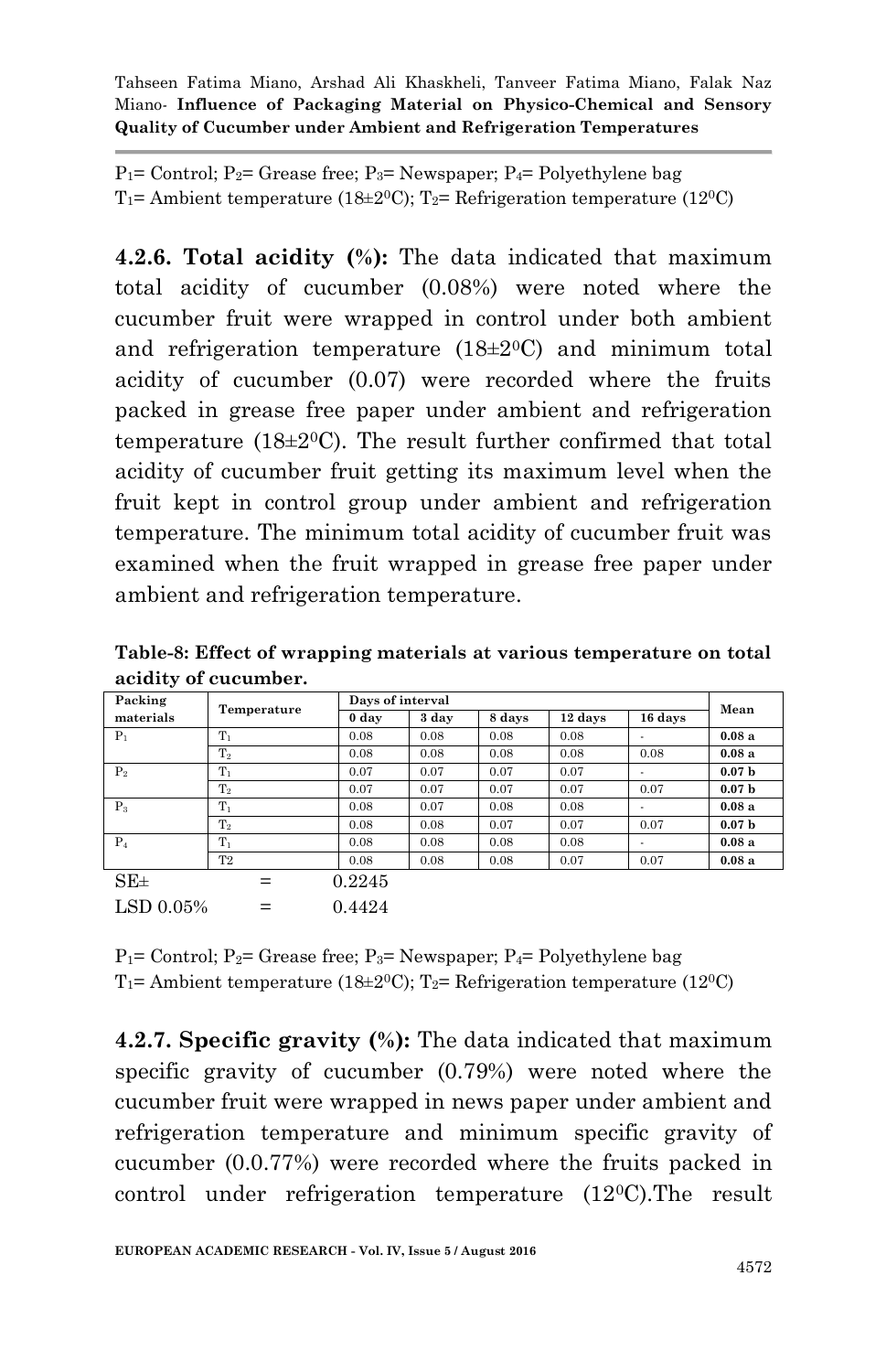P1= Control; P2= Grease free; P3= Newspaper; P4= Polyethylene bag
T1= Ambient temperature (18±2⁰C); T2= Refrigeration temperature (12⁰C)

**4.2.6. Total acidity (%):** The data indicated that maximum total acidity of cucumber (0.08%) were noted where the cucumber fruit were wrapped in control under both ambient and refrigeration temperature (18±2⁰C) and minimum total acidity of cucumber (0.07) were recorded where the fruits packed in grease free paper under ambient and refrigeration temperature (18±2⁰C). The result further confirmed that total acidity of cucumber fruit getting its maximum level when the fruit kept in control group under ambient and refrigeration temperature. The minimum total acidity of cucumber fruit was examined when the fruit wrapped in grease free paper under ambient and refrigeration temperature.

**Table-8: Effect of wrapping materials at various temperature on total acidity of cucumber.**

| Packing materials | Temperature | Days of interval | | | | | Mean |
|---|---|---|---|---|---|---|---|
| | | 0 day | 3 day | 8 days | 12 days | 16 days | |
| P1 | T1 | 0.08 | 0.08 | 0.08 | 0.08 | - | **0.08 a** |
| | T2 | 0.08 | 0.08 | 0.08 | 0.08 | 0.08 | **0.08 a** |
| P2 | T1 | 0.07 | 0.07 | 0.07 | 0.07 | - | **0.07 b** |
| | T2 | 0.07 | 0.07 | 0.07 | 0.07 | 0.07 | **0.07 b** |
| P3 | T1 | 0.08 | 0.07 | 0.08 | 0.08 | - | **0.08 a** |
| | T2 | 0.08 | 0.08 | 0.07 | 0.07 | 0.07 | **0.07 b** |
| P4 | T1 | 0.08 | 0.08 | 0.08 | 0.08 | - | **0.08 a** |
| | T2 | 0.08 | 0.08 | 0.08 | 0.07 | 0.07 | **0.08 a** |

SE± = 0.2245

LSD 0.05% = 0.4424

P1= Control; P2= Grease free; P3= Newspaper; P4= Polyethylene bag
T1= Ambient temperature (18±2⁰C); T2= Refrigeration temperature (12⁰C)

**4.2.7. Specific gravity (%):** The data indicated that maximum specific gravity of cucumber (0.79%) were noted where the cucumber fruit were wrapped in news paper under ambient and refrigeration temperature and minimum specific gravity of cucumber (0.0.77%) were recorded where the fruits packed in control under refrigeration temperature (12⁰C).The result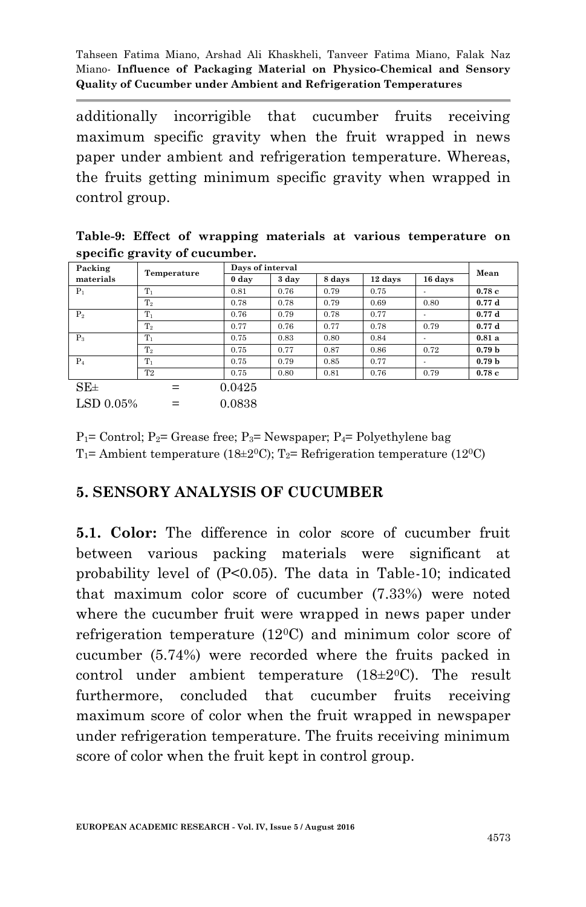additionally incorrigible that cucumber fruits receiving maximum specific gravity when the fruit wrapped in news paper under ambient and refrigeration temperature. Whereas, the fruits getting minimum specific gravity when wrapped in control group.

**Table-9: Effect of wrapping materials at various temperature on specific gravity of cucumber.**

| Packing materials | Temperature | Days of interval | | | | | Mean |
|---|---|---|---|---|---|---|---|
| | | 0 day | 3 day | 8 days | 12 days | 16 days | |
| $P_1$ | $T_1$ | 0.81 | 0.76 | 0.79 | 0.75 | - | **0.78 c** |
| | $T_2$ | 0.78 | 0.78 | 0.79 | 0.69 | 0.80 | **0.77 d** |
| $P_2$ | $T_1$ | 0.76 | 0.79 | 0.78 | 0.77 | - | **0.77 d** |
| | $T_2$ | 0.77 | 0.76 | 0.77 | 0.78 | 0.79 | **0.77 d** |
| $P_3$ | $T_1$ | 0.75 | 0.83 | 0.80 | 0.84 | - | **0.81 a** |
| | $T_2$ | 0.75 | 0.77 | 0.87 | 0.86 | 0.72 | **0.79 b** |
| $P_4$ | $T_1$ | 0.75 | 0.79 | 0.85 | 0.77 | - | **0.79 b** |
| | T2 | 0.75 | 0.80 | 0.81 | 0.76 | 0.79 | **0.78 c** |

SE± = 0.0425

LSD 0.05% = 0.0838

$P_1$= Control; $P_2$= Grease free; $P_3$= Newspaper; $P_4$= Polyethylene bag

$T_1$= Ambient temperature (18±2$^0$C); $T_2$= Refrigeration temperature (12$^0$C)

## 5. SENSORY ANALYSIS OF CUCUMBER

**5.1. Color:** The difference in color score of cucumber fruit between various packing materials were significant at probability level of ($P<0.05$). The data in Table-10; indicated that maximum color score of cucumber (7.33%) were noted where the cucumber fruit were wrapped in news paper under refrigeration temperature (12$^0$C) and minimum color score of cucumber (5.74%) were recorded where the fruits packed in control under ambient temperature (18±2$^0$C). The result furthermore, concluded that cucumber fruits receiving maximum score of color when the fruit wrapped in newspaper under refrigeration temperature. The fruits receiving minimum score of color when the fruit kept in control group.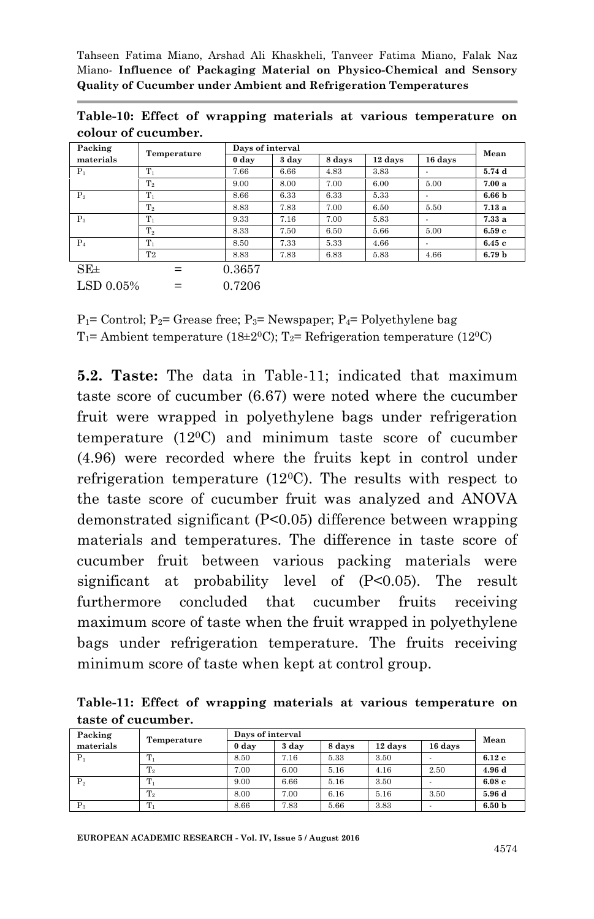**Table-10: Effect of wrapping materials at various temperature on colour of cucumber.**

| Packing materials | Temperature | Days of interval | | | | | Mean |
|---|---|---|---|---|---|---|---|
| | | 0 day | 3 day | 8 days | 12 days | 16 days | |
| $P_1$ | $T_1$ | 7.66 | 6.66 | 4.83 | 3.83 | - | **5.74 d** |
| | $T_2$ | 9.00 | 8.00 | 7.00 | 6.00 | 5.00 | **7.00 a** |
| $P_2$ | $T_1$ | 8.66 | 6.33 | 6.33 | 5.33 | - | **6.66 b** |
| | $T_2$ | 8.83 | 7.83 | 7.00 | 6.50 | 5.50 | **7.13 a** |
| $P_3$ | $T_1$ | 9.33 | 7.16 | 7.00 | 5.83 | - | **7.33 a** |
| | $T_2$ | 8.33 | 7.50 | 6.50 | 5.66 | 5.00 | **6.59 c** |
| $P_4$ | $T_1$ | 8.50 | 7.33 | 5.33 | 4.66 | - | **6.45 c** |
| | T2 | 8.83 | 7.83 | 6.83 | 5.83 | 4.66 | **6.79 b** |

SE± = 0.3657

LSD 0.05% = 0.7206

$P_1$= Control; $P_2$= Grease free; $P_3$= Newspaper; $P_4$= Polyethylene bag

$T_1$= Ambient temperature (18±2$^0$C); $T_2$= Refrigeration temperature (12$^0$C)

**5.2. Taste:** The data in Table-11; indicated that maximum taste score of cucumber (6.67) were noted where the cucumber fruit were wrapped in polyethylene bags under refrigeration temperature (12$^0$C) and minimum taste score of cucumber (4.96) were recorded where the fruits kept in control under refrigeration temperature (12$^0$C). The results with respect to the taste score of cucumber fruit was analyzed and ANOVA demonstrated significant ($P<0.05$) difference between wrapping materials and temperatures. The difference in taste score of cucumber fruit between various packing materials were significant at probability level of ($P<0.05$). The result furthermore concluded that cucumber fruits receiving maximum score of taste when the fruit wrapped in polyethylene bags under refrigeration temperature. The fruits receiving minimum score of taste when kept at control group.

**Table-11: Effect of wrapping materials at various temperature on taste of cucumber.**

| Packing materials | Temperature | Days of interval | | | | | Mean |
|---|---|---|---|---|---|---|---|
| | | 0 day | 3 day | 8 days | 12 days | 16 days | |
| $P_1$ | $T_1$ | 8.50 | 7.16 | 5.33 | 3.50 | - | **6.12 c** |
| | $T_2$ | 7.00 | 6.00 | 5.16 | 4.16 | 2.50 | **4.96 d** |
| $P_2$ | $T_1$ | 9.00 | 6.66 | 5.16 | 3.50 | - | **6.08 c** |
| | $T_2$ | 8.00 | 7.00 | 6.16 | 5.16 | 3.50 | **5.96 d** |
| $P_3$ | $T_1$ | 8.66 | 7.83 | 5.66 | 3.83 | - | **6.50 b** |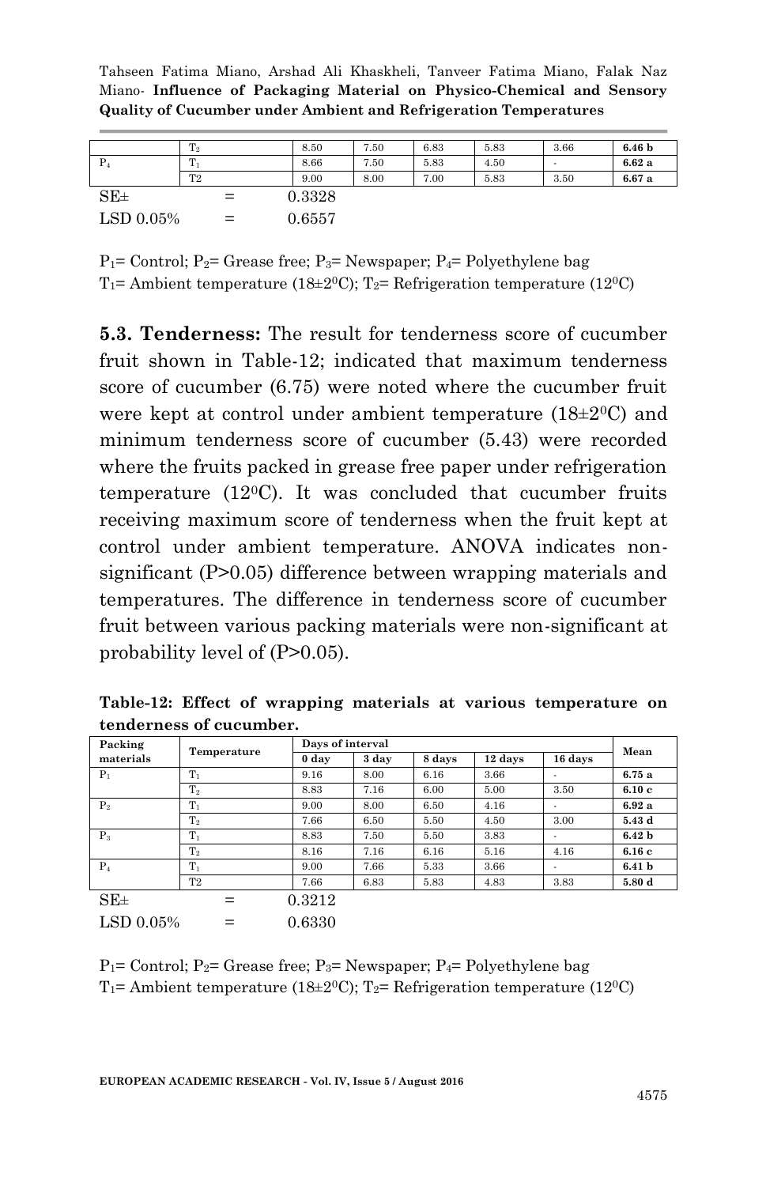|  | $T_2$ | 8.50 | 7.50 | 6.83 | 5.83 | 3.66 | **6.46 b** |
| --- | --- | --- | --- | --- | --- | --- | --- |
| $P_4$ | $T_1$ | 8.66 | 7.50 | 5.83 | 4.50 | - | **6.62 a** |
|  | T2 | 9.00 | 8.00 | 7.00 | 5.83 | 3.50 | **6.67 a** |

SE± = 0.3328

LSD 0.05% = 0.6557

$P_1$= Control; $P_2$= Grease free; $P_3$= Newspaper; $P_4$= Polyethylene bag

$T_1$= Ambient temperature (18±2$^0$C); $T_2$= Refrigeration temperature (12$^0$C)

**5.3. Tenderness:** The result for tenderness score of cucumber fruit shown in Table-12; indicated that maximum tenderness score of cucumber (6.75) were noted where the cucumber fruit were kept at control under ambient temperature (18±2$^0$C) and minimum tenderness score of cucumber (5.43) were recorded where the fruits packed in grease free paper under refrigeration temperature (12$^0$C). It was concluded that cucumber fruits receiving maximum score of tenderness when the fruit kept at control under ambient temperature. ANOVA indicates non-significant (P>0.05) difference between wrapping materials and temperatures. The difference in tenderness score of cucumber fruit between various packing materials were non-significant at probability level of (P>0.05).

**Table-12: Effect of wrapping materials at various temperature on tenderness of cucumber.**

| Packing materials | Temperature | Days of interval | | | | | Mean |
| --- | --- | --- | --- | --- | --- | --- | --- |
| | | 0 day | 3 day | 8 days | 12 days | 16 days | |
| $P_1$ | $T_1$ | 9.16 | 8.00 | 6.16 | 3.66 | - | **6.75 a** |
|  | $T_2$ | 8.83 | 7.16 | 6.00 | 5.00 | 3.50 | **6.10 c** |
| $P_2$ | $T_1$ | 9.00 | 8.00 | 6.50 | 4.16 | - | **6.92 a** |
|  | $T_2$ | 7.66 | 6.50 | 5.50 | 4.50 | 3.00 | **5.43 d** |
| $P_3$ | $T_1$ | 8.83 | 7.50 | 5.50 | 3.83 | - | **6.42 b** |
|  | $T_2$ | 8.16 | 7.16 | 6.16 | 5.16 | 4.16 | **6.16 c** |
| $P_4$ | $T_1$ | 9.00 | 7.66 | 5.33 | 3.66 | - | **6.41 b** |
|  | T2 | 7.66 | 6.83 | 5.83 | 4.83 | 3.83 | **5.80 d** |

SE± = 0.3212

LSD 0.05% = 0.6330

$P_1$= Control; $P_2$= Grease free; $P_3$= Newspaper; $P_4$= Polyethylene bag

$T_1$= Ambient temperature (18±2$^0$C); $T_2$= Refrigeration temperature (12$^0$C)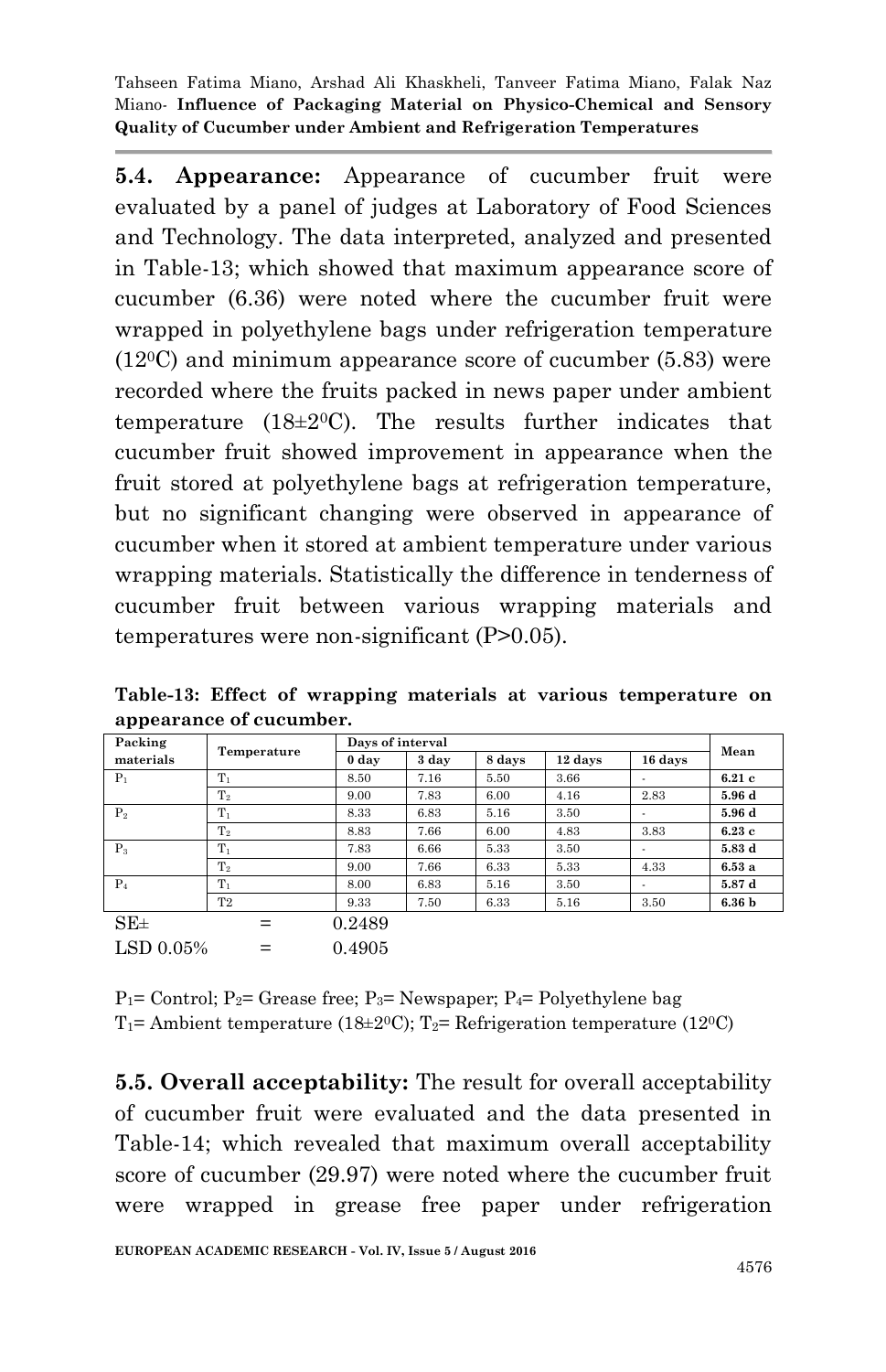**5.4. Appearance:** Appearance of cucumber fruit were evaluated by a panel of judges at Laboratory of Food Sciences and Technology. The data interpreted, analyzed and presented in Table-13; which showed that maximum appearance score of cucumber (6.36) were noted where the cucumber fruit were wrapped in polyethylene bags under refrigeration temperature (12$^0$C) and minimum appearance score of cucumber (5.83) were recorded where the fruits packed in news paper under ambient temperature (18±2$^0$C). The results further indicates that cucumber fruit showed improvement in appearance when the fruit stored at polyethylene bags at refrigeration temperature, but no significant changing were observed in appearance of cucumber when it stored at ambient temperature under various wrapping materials. Statistically the difference in tenderness of cucumber fruit between various wrapping materials and temperatures were non-significant (P>0.05).

**Table-13: Effect of wrapping materials at various temperature on appearance of cucumber.**

| Packing materials | Temperature | Days of interval | | | | | Mean |
|---|---|---|---|---|---|---|---|
| | | 0 day | 3 day | 8 days | 12 days | 16 days | |
| $P_1$ | $T_1$ | 8.50 | 7.16 | 5.50 | 3.66 | - | **6.21 c** |
| | $T_2$ | 9.00 | 7.83 | 6.00 | 4.16 | 2.83 | **5.96 d** |
| $P_2$ | $T_1$ | 8.33 | 6.83 | 5.16 | 3.50 | - | **5.96 d** |
| | $T_2$ | 8.83 | 7.66 | 6.00 | 4.83 | 3.83 | **6.23 c** |
| $P_3$ | $T_1$ | 7.83 | 6.66 | 5.33 | 3.50 | - | **5.83 d** |
| | $T_2$ | 9.00 | 7.66 | 6.33 | 5.33 | 4.33 | **6.53 a** |
| $P_4$ | $T_1$ | 8.00 | 6.83 | 5.16 | 3.50 | - | **5.87 d** |
| | T2 | 9.33 | 7.50 | 6.33 | 5.16 | 3.50 | **6.36 b** |

SE± = 0.2489

LSD 0.05% = 0.4905

$P_1$= Control; $P_2$= Grease free; $P_3$= Newspaper; $P_4$= Polyethylene bag

$T_1$= Ambient temperature (18±2$^0$C); $T_2$= Refrigeration temperature (12$^0$C)

**5.5. Overall acceptability:** The result for overall acceptability of cucumber fruit were evaluated and the data presented in Table-14; which revealed that maximum overall acceptability score of cucumber (29.97) were noted where the cucumber fruit were wrapped in grease free paper under refrigeration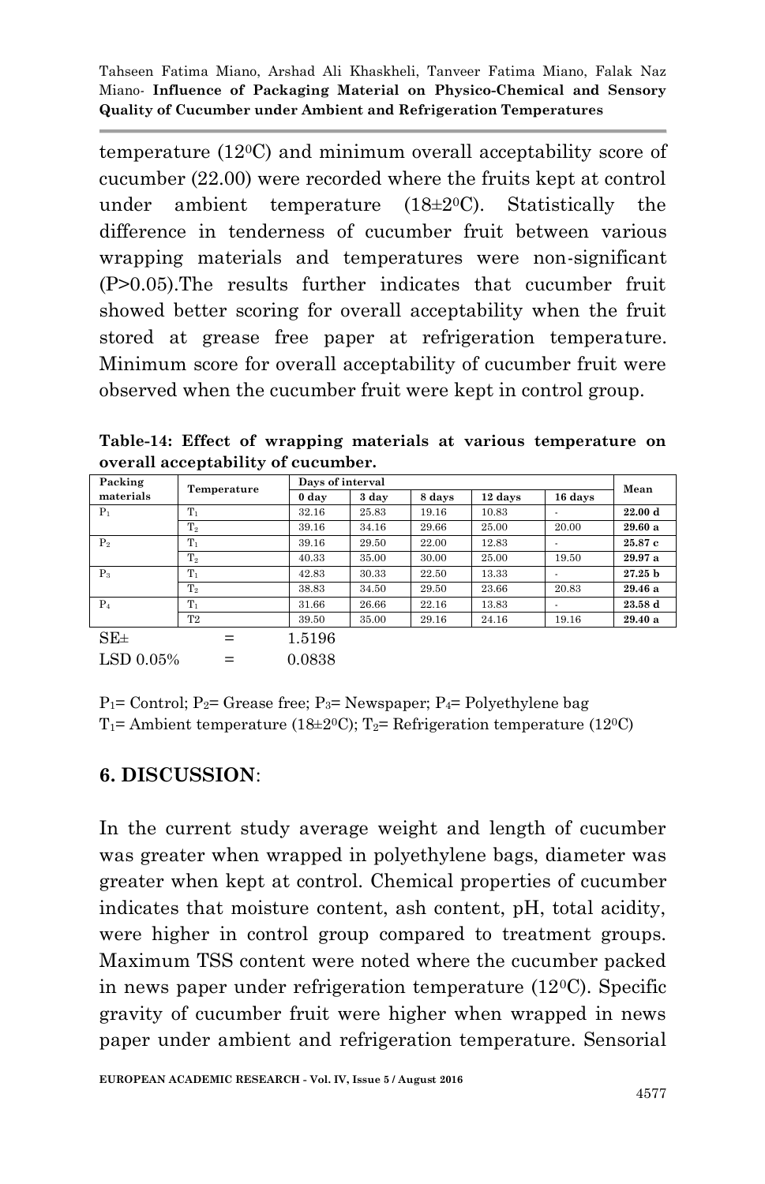temperature ($12^0C$) and minimum overall acceptability score of cucumber (22.00) were recorded where the fruits kept at control under ambient temperature ($18\pm2^0C$). Statistically the difference in tenderness of cucumber fruit between various wrapping materials and temperatures were non-significant (P>0.05).The results further indicates that cucumber fruit showed better scoring for overall acceptability when the fruit stored at grease free paper at refrigeration temperature. Minimum score for overall acceptability of cucumber fruit were observed when the cucumber fruit were kept in control group.

**Table-14: Effect of wrapping materials at various temperature on overall acceptability of cucumber.**

| Packing materials | Temperature | Days of interval | | | | | Mean |
|---|---|---|---|---|---|---|---|
| | | 0 day | 3 day | 8 days | 12 days | 16 days | |
| $P_1$ | $T_1$ | 32.16 | 25.83 | 19.16 | 10.83 | - | **22.00 d** |
| | $T_2$ | 39.16 | 34.16 | 29.66 | 25.00 | 20.00 | **29.60 a** |
| $P_2$ | $T_1$ | 39.16 | 29.50 | 22.00 | 12.83 | - | **25.87 c** |
| | $T_2$ | 40.33 | 35.00 | 30.00 | 25.00 | 19.50 | **29.97 a** |
| $P_3$ | $T_1$ | 42.83 | 30.33 | 22.50 | 13.33 | - | **27.25 b** |
| | $T_2$ | 38.83 | 34.50 | 29.50 | 23.66 | 20.83 | **29.46 a** |
| $P_4$ | $T_1$ | 31.66 | 26.66 | 22.16 | 13.83 | - | **23.58 d** |
| | T2 | 39.50 | 35.00 | 29.16 | 24.16 | 19.16 | **29.40 a** |

SE± = 1.5196

LSD 0.05% = 0.0838

$P_1$= Control; $P_2$= Grease free; $P_3$= Newspaper; $P_4$= Polyethylene bag

$T_1$= Ambient temperature ($18\pm2^0C$); $T_2$= Refrigeration temperature ($12^0C$)

## 6. DISCUSSION:

In the current study average weight and length of cucumber was greater when wrapped in polyethylene bags, diameter was greater when kept at control. Chemical properties of cucumber indicates that moisture content, ash content, pH, total acidity, were higher in control group compared to treatment groups. Maximum TSS content were noted where the cucumber packed in news paper under refrigeration temperature ($12^0C$). Specific gravity of cucumber fruit were higher when wrapped in news paper under ambient and refrigeration temperature. Sensorial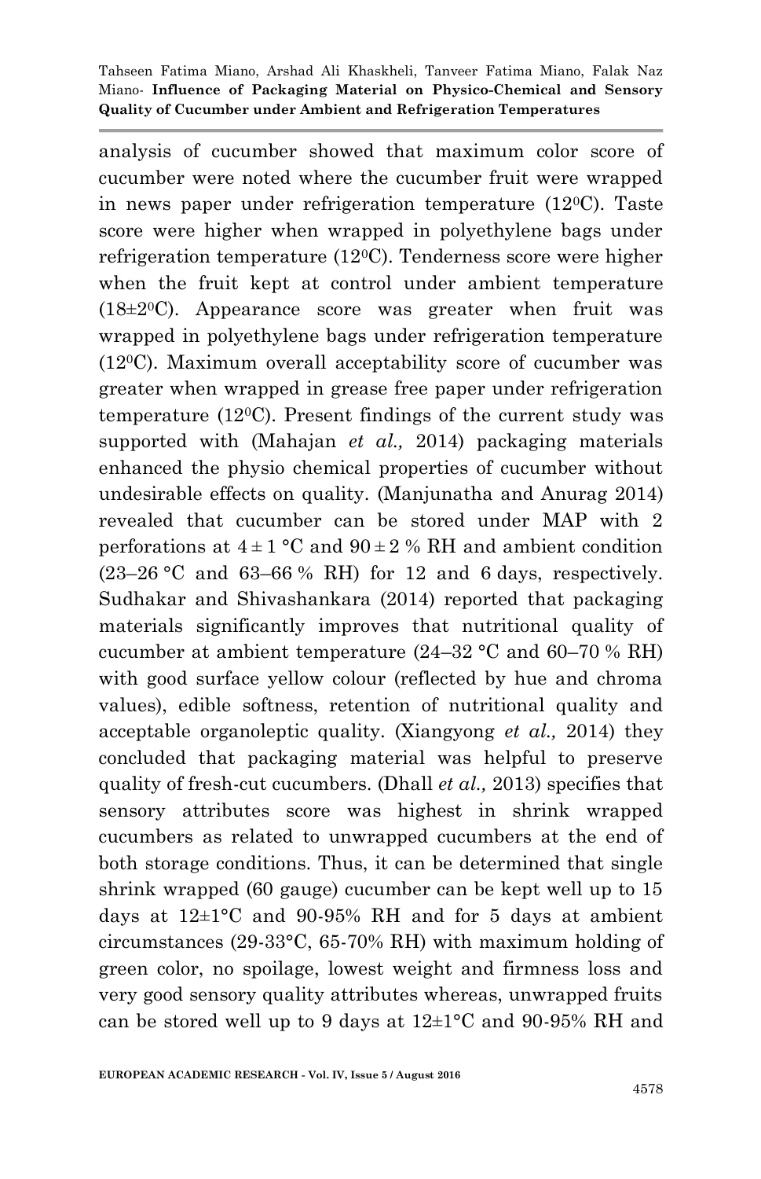analysis of cucumber showed that maximum color score of cucumber were noted where the cucumber fruit were wrapped in news paper under refrigeration temperature ($12^0$C). Taste score were higher when wrapped in polyethylene bags under refrigeration temperature ($12^0$C). Tenderness score were higher when the fruit kept at control under ambient temperature ($18\pm2^0$C). Appearance score was greater when fruit was wrapped in polyethylene bags under refrigeration temperature ($12^0$C). Maximum overall acceptability score of cucumber was greater when wrapped in grease free paper under refrigeration temperature ($12^0$C). Present findings of the current study was supported with (Mahajan *et al.,* 2014) packaging materials enhanced the physio chemical properties of cucumber without undesirable effects on quality. (Manjunatha and Anurag 2014) revealed that cucumber can be stored under MAP with 2 perforations at $4 \pm 1$ °C and $90 \pm 2$ % RH and ambient condition (23–26 °C and 63–66 % RH) for 12 and 6 days, respectively. Sudhakar and Shivashankara (2014) reported that packaging materials significantly improves that nutritional quality of cucumber at ambient temperature (24–32 °C and 60–70 % RH) with good surface yellow colour (reflected by hue and chroma values), edible softness, retention of nutritional quality and acceptable organoleptic quality. (Xiangyong *et al.,* 2014) they concluded that packaging material was helpful to preserve quality of fresh-cut cucumbers. (Dhall *et al.,* 2013) specifies that sensory attributes score was highest in shrink wrapped cucumbers as related to unwrapped cucumbers at the end of both storage conditions. Thus, it can be determined that single shrink wrapped (60 gauge) cucumber can be kept well up to 15 days at $12\pm1$°C and 90-95% RH and for 5 days at ambient circumstances (29-33°C, 65-70% RH) with maximum holding of green color, no spoilage, lowest weight and firmness loss and very good sensory quality attributes whereas, unwrapped fruits can be stored well up to 9 days at $12\pm1$°C and 90-95% RH and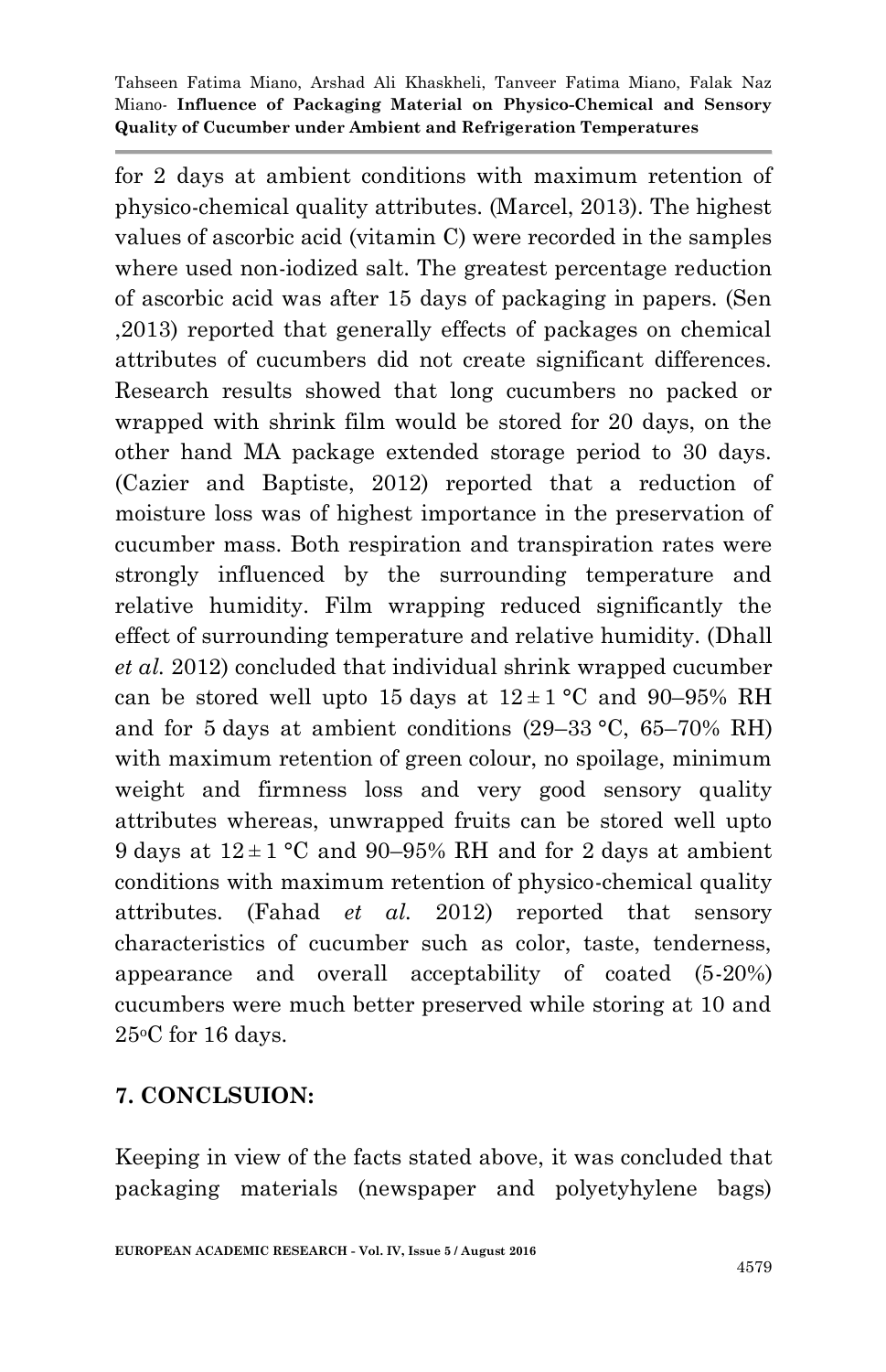for 2 days at ambient conditions with maximum retention of physico-chemical quality attributes. (Marcel, 2013). The highest values of ascorbic acid (vitamin C) were recorded in the samples where used non-iodized salt. The greatest percentage reduction of ascorbic acid was after 15 days of packaging in papers. (Sen ,2013) reported that generally effects of packages on chemical attributes of cucumbers did not create significant differences. Research results showed that long cucumbers no packed or wrapped with shrink film would be stored for 20 days, on the other hand MA package extended storage period to 30 days. (Cazier and Baptiste, 2012) reported that a reduction of moisture loss was of highest importance in the preservation of cucumber mass. Both respiration and transpiration rates were strongly influenced by the surrounding temperature and relative humidity. Film wrapping reduced significantly the effect of surrounding temperature and relative humidity. (Dhall *et al.* 2012) concluded that individual shrink wrapped cucumber can be stored well upto 15 days at 12 ± 1 °C and 90–95% RH and for 5 days at ambient conditions (29–33 °C, 65–70% RH) with maximum retention of green colour, no spoilage, minimum weight and firmness loss and very good sensory quality attributes whereas, unwrapped fruits can be stored well upto 9 days at 12 ± 1 °C and 90–95% RH and for 2 days at ambient conditions with maximum retention of physico-chemical quality attributes. (Fahad *et al.* 2012) reported that sensory characteristics of cucumber such as color, taste, tenderness, appearance and overall acceptability of coated (5-20%) cucumbers were much better preserved while storing at 10 and 25°C for 16 days.

## 7. CONCLSUION:

Keeping in view of the facts stated above, it was concluded that packaging materials (newspaper and polyetyhylene bags)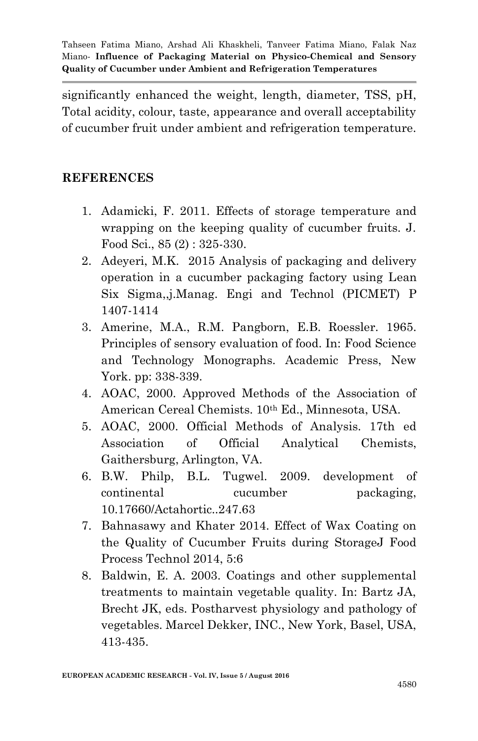significantly enhanced the weight, length, diameter, TSS, pH, Total acidity, colour, taste, appearance and overall acceptability of cucumber fruit under ambient and refrigeration temperature.

## REFERENCES

1. Adamicki, F. 2011. Effects of storage temperature and wrapping on the keeping quality of cucumber fruits. J. Food Sci., 85 (2) : 325-330.
2. Adeyeri, M.K. 2015 Analysis of packaging and delivery operation in a cucumber packaging factory using Lean Six Sigma,,j.Manag. Engi and Technol (PICMET) P 1407-1414
3. Amerine, M.A., R.M. Pangborn, E.B. Roessler. 1965. Principles of sensory evaluation of food. In: Food Science and Technology Monographs. Academic Press, New York. pp: 338-339.
4. AOAC, 2000. Approved Methods of the Association of American Cereal Chemists. 10th Ed., Minnesota, USA.
5. AOAC, 2000. Official Methods of Analysis. 17th ed Association of Official Analytical Chemists, Gaithersburg, Arlington, VA.
6. B.W. Philp, B.L. Tugwel. 2009. development of continental cucumber packaging, 10.17660/Actahortic..247.63
7. Bahnasawy and Khater 2014. Effect of Wax Coating on the Quality of Cucumber Fruits during StorageJ Food Process Technol 2014, 5:6
8. Baldwin, E. A. 2003. Coatings and other supplemental treatments to maintain vegetable quality. In: Bartz JA, Brecht JK, eds. Postharvest physiology and pathology of vegetables. Marcel Dekker, INC., New York, Basel, USA, 413-435.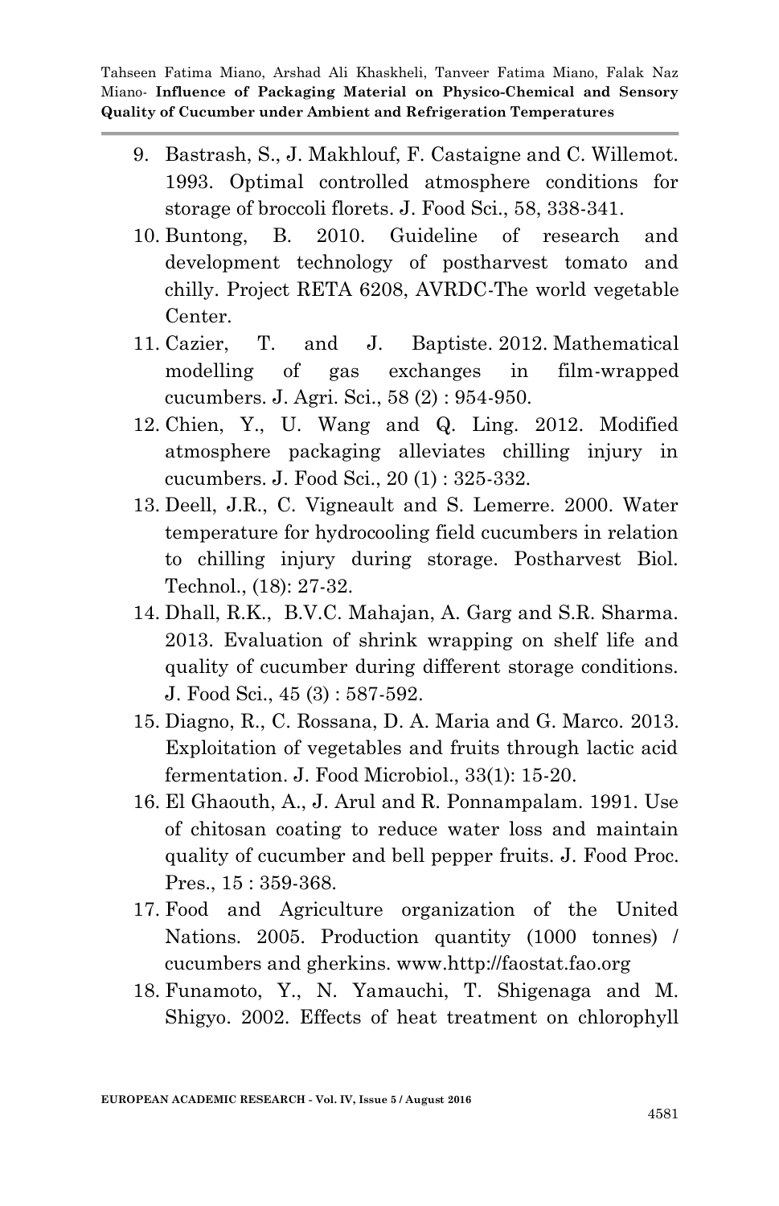9. Bastrash, S., J. Makhlouf, F. Castaigne and C. Willemot. 1993. Optimal controlled atmosphere conditions for storage of broccoli florets. J. Food Sci., 58, 338-341.
10. Buntong, B. 2010. Guideline of research and development technology of postharvest tomato and chilly. Project RETA 6208, AVRDC-The world vegetable Center.
11. Cazier, T. and J. Baptiste. 2012. Mathematical modelling of gas exchanges in film-wrapped cucumbers. J. Agri. Sci., 58 (2) : 954-950.
12. Chien, Y., U. Wang and Q. Ling. 2012. Modified atmosphere packaging alleviates chilling injury in cucumbers. J. Food Sci., 20 (1) : 325-332.
13. Deell, J.R., C. Vigneault and S. Lemerre. 2000. Water temperature for hydrocooling field cucumbers in relation to chilling injury during storage. Postharvest Biol. Technol., (18): 27-32.
14. Dhall, R.K., B.V.C. Mahajan, A. Garg and S.R. Sharma. 2013. Evaluation of shrink wrapping on shelf life and quality of cucumber during different storage conditions. J. Food Sci., 45 (3) : 587-592.
15. Diagno, R., C. Rossana, D. A. Maria and G. Marco. 2013. Exploitation of vegetables and fruits through lactic acid fermentation. J. Food Microbiol., 33(1): 15-20.
16. El Ghaouth, A., J. Arul and R. Ponnampalam. 1991. Use of chitosan coating to reduce water loss and maintain quality of cucumber and bell pepper fruits. J. Food Proc. Pres., 15 : 359-368.
17. Food and Agriculture organization of the United Nations. 2005. Production quantity (1000 tonnes) / cucumbers and gherkins. www.http://faostat.fao.org
18. Funamoto, Y., N. Yamauchi, T. Shigenaga and M. Shigyo. 2002. Effects of heat treatment on chlorophyll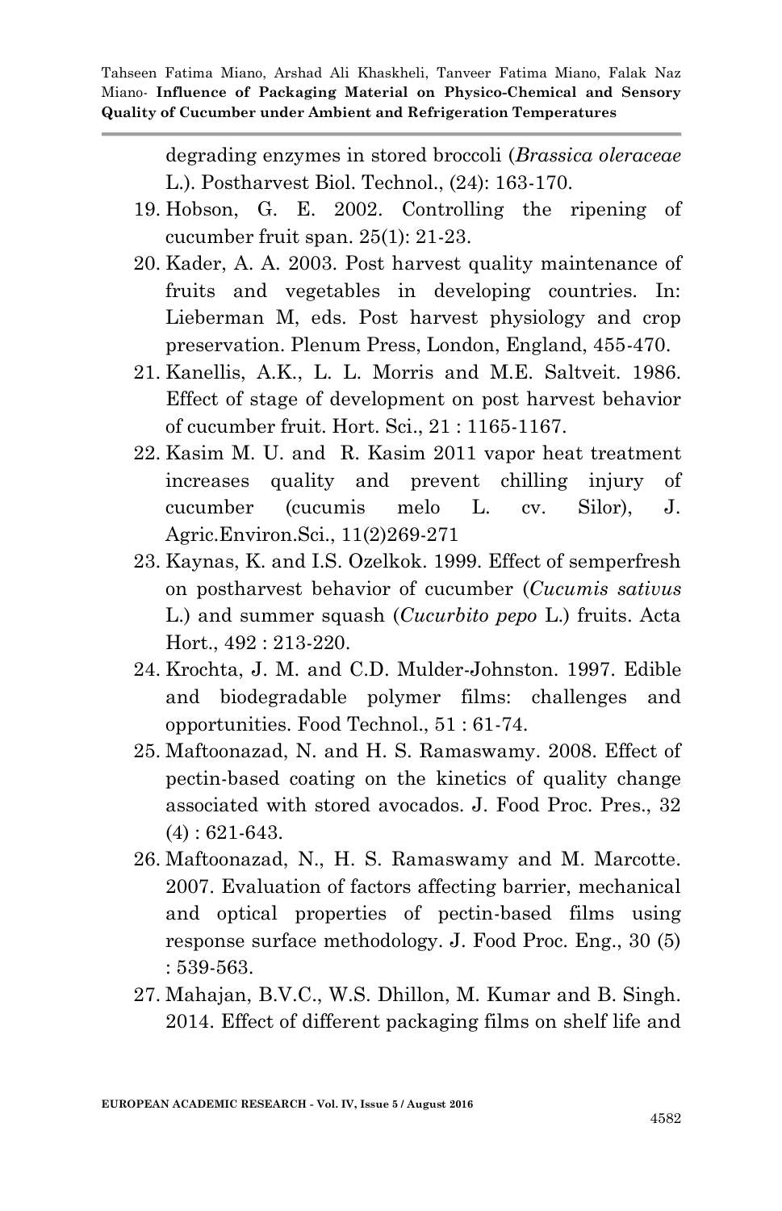degrading enzymes in stored broccoli (*Brassica oleraceae* L.). Postharvest Biol. Technol., (24): 163-170.

19. Hobson, G. E. 2002. Controlling the ripening of cucumber fruit span. 25(1): 21-23.
20. Kader, A. A. 2003. Post harvest quality maintenance of fruits and vegetables in developing countries. In: Lieberman M, eds. Post harvest physiology and crop preservation. Plenum Press, London, England, 455-470.
21. Kanellis, A.K., L. L. Morris and M.E. Saltveit. 1986. Effect of stage of development on post harvest behavior of cucumber fruit. Hort. Sci., 21 : 1165-1167.
22. Kasim M. U. and R. Kasim 2011 vapor heat treatment increases quality and prevent chilling injury of cucumber (cucumis melo L. cv. Silor), J. Agric.Environ.Sci., 11(2)269-271
23. Kaynas, K. and I.S. Ozelkok. 1999. Effect of semperfresh on postharvest behavior of cucumber (*Cucumis sativus* L.) and summer squash (*Cucurbito pepo* L.) fruits. Acta Hort., 492 : 213-220.
24. Krochta, J. M. and C.D. Mulder-Johnston. 1997. Edible and biodegradable polymer films: challenges and opportunities. Food Technol., 51 : 61-74.
25. Maftoonazad, N. and H. S. Ramaswamy. 2008. Effect of pectin-based coating on the kinetics of quality change associated with stored avocados. J. Food Proc. Pres., 32 (4) : 621-643.
26. Maftoonazad, N., H. S. Ramaswamy and M. Marcotte. 2007. Evaluation of factors affecting barrier, mechanical and optical properties of pectin-based films using response surface methodology. J. Food Proc. Eng., 30 (5) : 539-563.
27. Mahajan, B.V.C., W.S. Dhillon, M. Kumar and B. Singh. 2014. Effect of different packaging films on shelf life and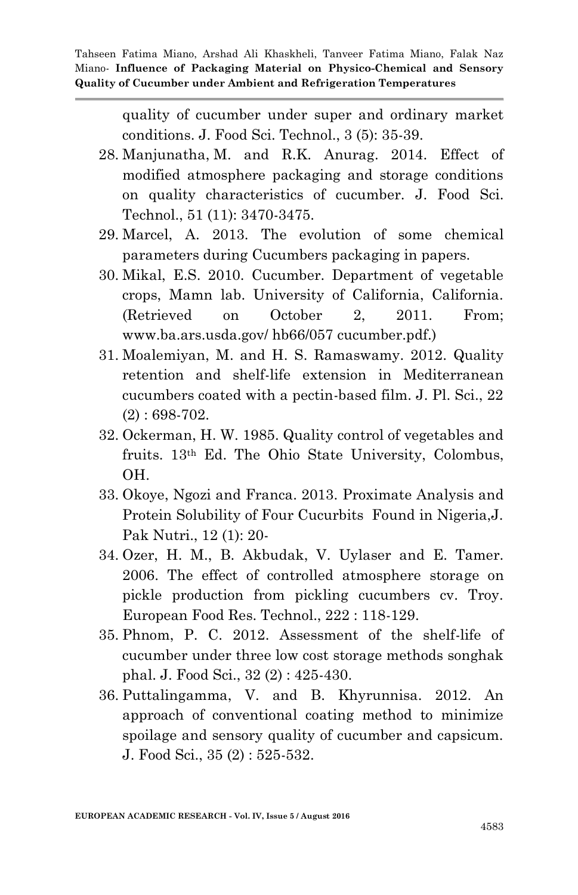quality of cucumber under super and ordinary market conditions. J. Food Sci. Technol., 3 (5): 35-39.

28. Manjunatha, M. and R.K. Anurag. 2014. Effect of modified atmosphere packaging and storage conditions on quality characteristics of cucumber. J. Food Sci. Technol., 51 (11): 3470-3475.
29. Marcel, A. 2013. The evolution of some chemical parameters during Cucumbers packaging in papers.
30. Mikal, E.S. 2010. Cucumber. Department of vegetable crops, Mamn lab. University of California, California. (Retrieved on October 2, 2011. From; www.ba.ars.usda.gov/ hb66/057 cucumber.pdf.)
31. Moalemiyan, M. and H. S. Ramaswamy. 2012. Quality retention and shelf-life extension in Mediterranean cucumbers coated with a pectin-based film. J. Pl. Sci., 22 (2) : 698-702.
32. Ockerman, H. W. 1985. Quality control of vegetables and fruits. 13th Ed. The Ohio State University, Colombus, OH.
33. Okoye, Ngozi and Franca. 2013. Proximate Analysis and Protein Solubility of Four Cucurbits Found in Nigeria,J. Pak Nutri., 12 (1): 20-
34. Ozer, H. M., B. Akbudak, V. Uylaser and E. Tamer. 2006. The effect of controlled atmosphere storage on pickle production from pickling cucumbers cv. Troy. European Food Res. Technol., 222 : 118-129.
35. Phnom, P. C. 2012. Assessment of the shelf-life of cucumber under three low cost storage methods songhak phal. J. Food Sci., 32 (2) : 425-430.
36. Puttalingamma, V. and B. Khyrunnisa. 2012. An approach of conventional coating method to minimize spoilage and sensory quality of cucumber and capsicum. J. Food Sci., 35 (2) : 525-532.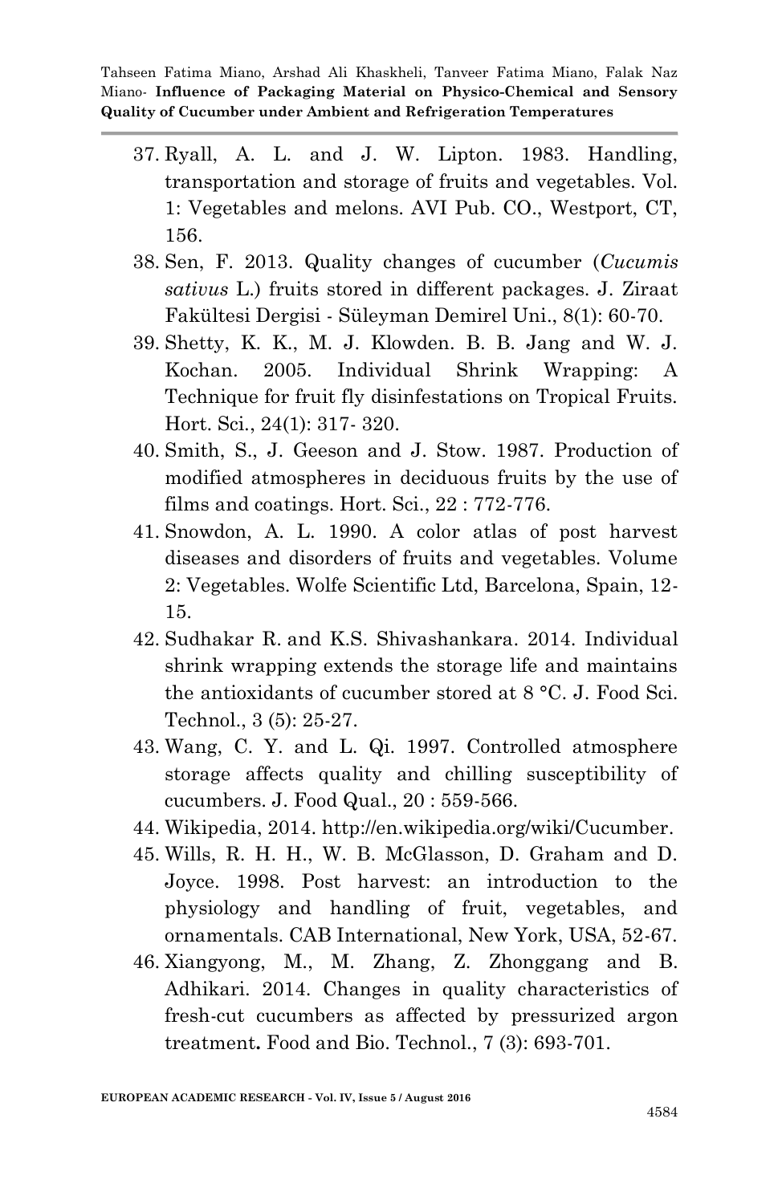37. Ryall, A. L. and J. W. Lipton. 1983. Handling, transportation and storage of fruits and vegetables. Vol. 1: Vegetables and melons. AVI Pub. CO., Westport, CT, 156.
38. Sen, F. 2013. Quality changes of cucumber (*Cucumis sativus* L.) fruits stored in different packages. J. Ziraat Fakültesi Dergisi - Süleyman Demirel Uni., 8(1): 60-70.
39. Shetty, K. K., M. J. Klowden. B. B. Jang and W. J. Kochan. 2005. Individual Shrink Wrapping: A Technique for fruit fly disinfestations on Tropical Fruits. Hort. Sci., 24(1): 317- 320.
40. Smith, S., J. Geeson and J. Stow. 1987. Production of modified atmospheres in deciduous fruits by the use of films and coatings. Hort. Sci., 22 : 772-776.
41. Snowdon, A. L. 1990. A color atlas of post harvest diseases and disorders of fruits and vegetables. Volume 2: Vegetables. Wolfe Scientific Ltd, Barcelona, Spain, 12-15.
42. Sudhakar R. and K.S. Shivashankara. 2014. Individual shrink wrapping extends the storage life and maintains the antioxidants of cucumber stored at 8 °C. J. Food Sci. Technol., 3 (5): 25-27.
43. Wang, C. Y. and L. Qi. 1997. Controlled atmosphere storage affects quality and chilling susceptibility of cucumbers. J. Food Qual., 20 : 559-566.
44. Wikipedia, 2014. http://en.wikipedia.org/wiki/Cucumber.
45. Wills, R. H. H., W. B. McGlasson, D. Graham and D. Joyce. 1998. Post harvest: an introduction to the physiology and handling of fruit, vegetables, and ornamentals. CAB International, New York, USA, 52-67.
46. Xiangyong, M., M. Zhang, Z. Zhonggang and B. Adhikari. 2014. Changes in quality characteristics of fresh-cut cucumbers as affected by pressurized argon treatment**.** Food and Bio. Technol., 7 (3): 693-701.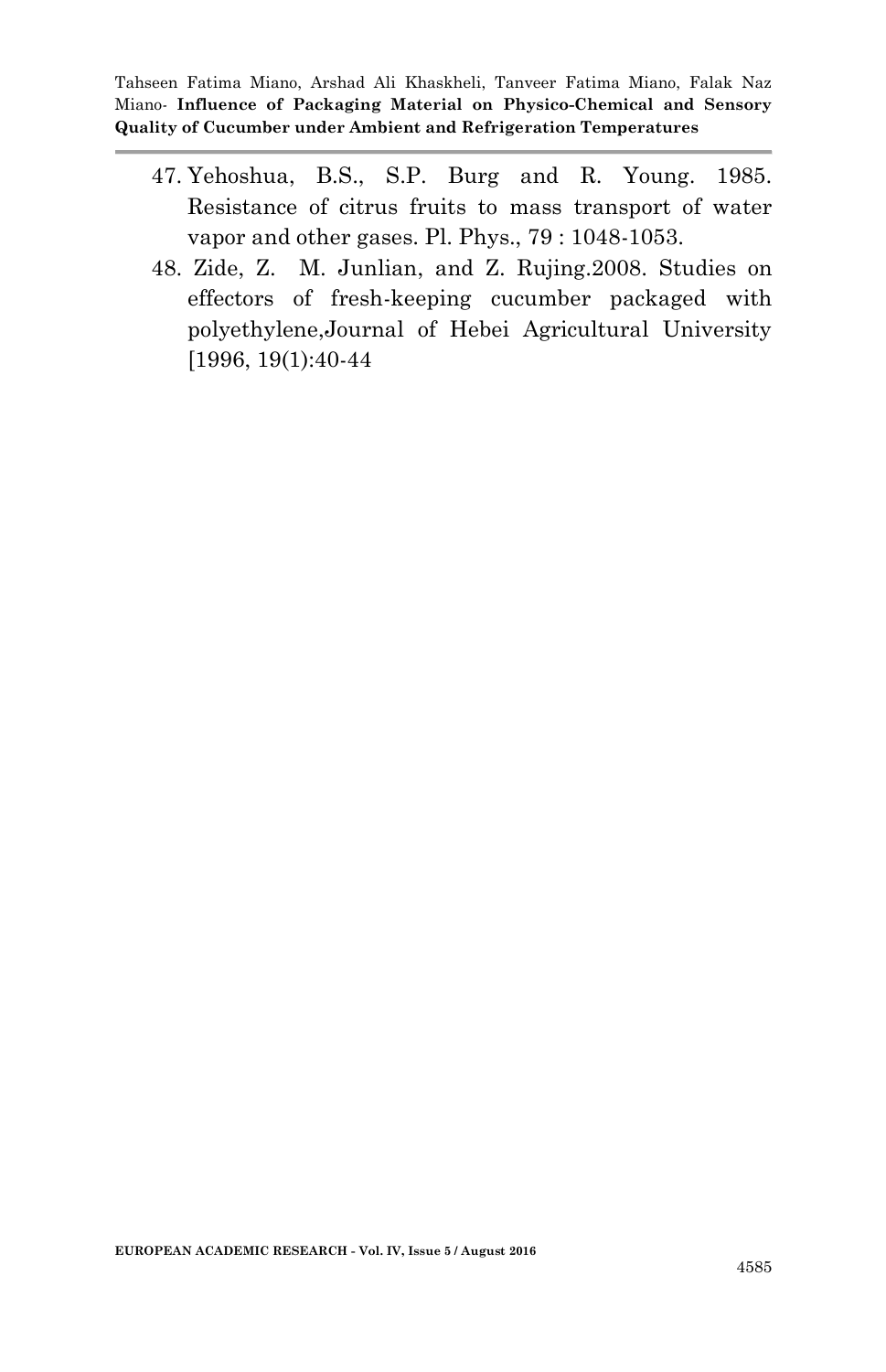47. Yehoshua, B.S., S.P. Burg and R. Young. 1985. Resistance of citrus fruits to mass transport of water vapor and other gases. Pl. Phys., 79 : 1048-1053.
48. Zide, Z. M. Junlian, and Z. Rujing.2008. Studies on effectors of fresh-keeping cucumber packaged with polyethylene,Journal of Hebei Agricultural University [1996, 19(1):40-44